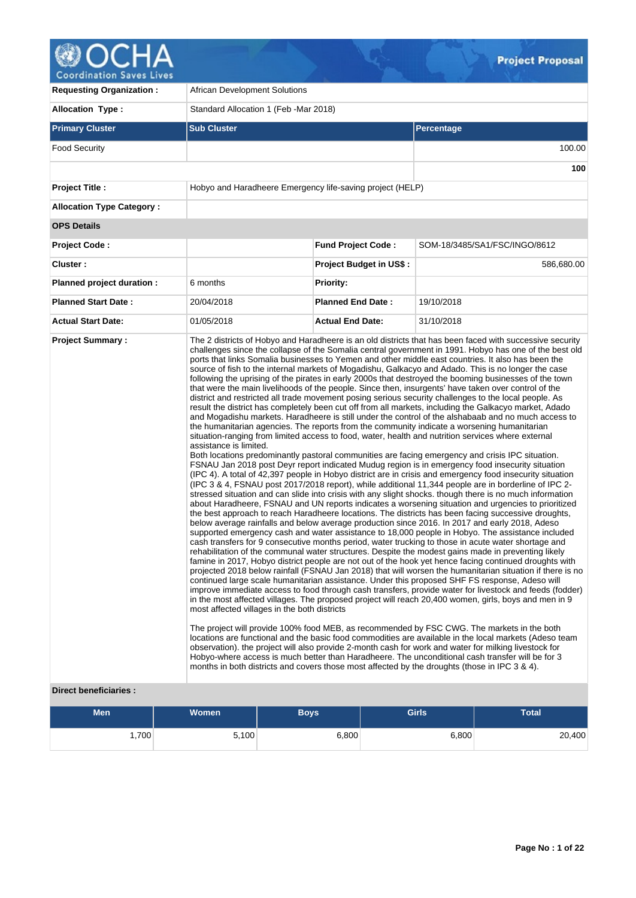# Project Proposal

| | |
|---|---|
| **Requesting Organization :** | African Development Solutions |
| **Allocation Type :** | Standard Allocation 1 (Feb -Mar 2018) |

| Primary Cluster | Sub Cluster | Percentage |
|---|---|---|
| Food Security | | 100.00 |
| | | **100** |

| | | | |
|---|---|---|---|
| **Project Title :** | Hobyo and Haradheere Emergency life-saving project (HELP) | | |
| **Allocation Type Category :** | | | |
| **OPS Details** | | | |
| **Project Code :** | | **Fund Project Code :** | SOM-18/3485/SA1/FSC/INGO/8612 |
| **Cluster :** | | **Project Budget in US$ :** | 586,680.00 |
| **Planned project duration :** | 6 months | **Priority:** | |
| **Planned Start Date :** | 20/04/2018 | **Planned End Date :** | 19/10/2018 |
| **Actual Start Date:** | 01/05/2018 | **Actual End Date:** | 31/10/2018 |

**Project Summary :**

The 2 districts of Hobyo and Haradheere is an old districts that has been faced with successive security challenges since the collapse of the Somalia central government in 1991. Hobyo has one of the best old ports that links Somalia businesses to Yemen and other middle east countries. It also has been the source of fish to the internal markets of Mogadishu, Galkacyo and Adado. This is no longer the case following the uprising of the pirates in early 2000s that destroyed the booming businesses of the town that were the main livelihoods of the people. Since then, insurgents' have taken over control of the district and restricted all trade movement posing serious security challenges to the local people. As result the district has completely been cut off from all markets, including the Galkacyo market, Adado and Mogadishu markets. Haradheere is still under the control of the alshabaab and no much access to the humanitarian agencies. The reports from the community indicate a worsening humanitarian situation-ranging from limited access to food, water, health and nutrition services where external assistance is limited.
Both locations predominantly pastoral communities are facing emergency and crisis IPC situation. FSNAU Jan 2018 post Deyr report indicated Mudug region is in emergency food insecurity situation (IPC 4). A total of 42,397 people in Hobyo district are in crisis and emergency food insecurity situation (IPC 3 & 4, FSNAU post 2017/2018 report), while additional 11,344 people are in borderline of IPC 2-stressed situation and can slide into crisis with any slight shocks. though there is no much information about Haradheere, FSNAU and UN reports indicates a worsening situation and urgencies to prioritized the best approach to reach Haradheere locations. The districts has been facing successive droughts, below average rainfalls and below average production since 2016. In 2017 and early 2018, Adeso supported emergency cash and water assistance to 18,000 people in Hobyo. The assistance included cash transfers for 9 consecutive months period, water trucking to those in acute water shortage and rehabilitation of the communal water structures. Despite the modest gains made in preventing likely famine in 2017, Hobyo district people are not out of the hook yet hence facing continued droughts with projected 2018 below rainfall (FSNAU Jan 2018) that will worsen the humanitarian situation if there is no continued large scale humanitarian assistance. Under this proposed SHF FS response, Adeso will improve immediate access to food through cash transfers, provide water for livestock and feeds (fodder) in the most affected villages. The proposed project will reach 20,400 women, girls, boys and men in 9 most affected villages in the both districts

The project will provide 100% food MEB, as recommended by FSC CWG. The markets in the both locations are functional and the basic food commodities are available in the local markets (Adeso team observation). the project will also provide 2-month cash for work and water for milking livestock for Hobyo-where access is much better than Haradheere. The unconditional cash transfer will be for 3 months in both districts and covers those most affected by the droughts (those in IPC 3 & 4).

**Direct beneficiaries :**

| Men | Women | Boys | Girls | Total |
|---|---|---|---|---|
| 1,700 | 5,100 | 6,800 | 6,800 | 20,400 |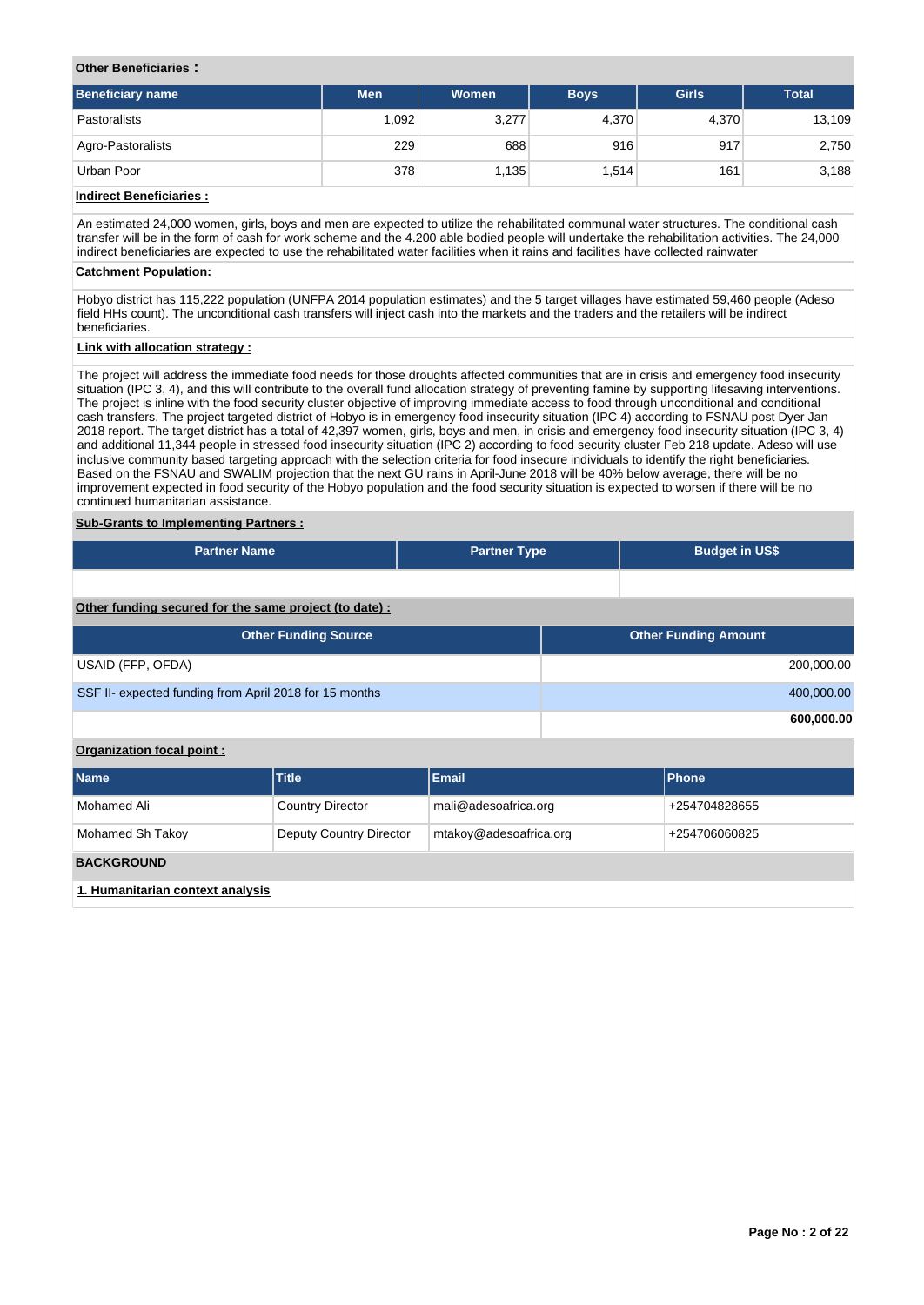**Other Beneficiaries :**

| Beneficiary name | Men | Women | Boys | Girls | Total |
|---|---|---|---|---|---|
| Pastoralists | 1,092 | 3,277 | 4,370 | 4,370 | 13,109 |
| Agro-Pastoralists | 229 | 688 | 916 | 917 | 2,750 |
| Urban Poor | 378 | 1,135 | 1,514 | 161 | 3,188 |

**Indirect Beneficiaries :**

An estimated 24,000 women, girls, boys and men are expected to utilize the rehabilitated communal water structures. The conditional cash transfer will be in the form of cash for work scheme and the 4.200 able bodied people will undertake the rehabilitation activities. The 24,000 indirect beneficiaries are expected to use the rehabilitated water facilities when it rains and facilities have collected rainwater

**Catchment Population:**

Hobyo district has 115,222 population (UNFPA 2014 population estimates) and the 5 target villages have estimated 59,460 people (Adeso field HHs count). The unconditional cash transfers will inject cash into the markets and the traders and the retailers will be indirect beneficiaries.

**Link with allocation strategy :**

The project will address the immediate food needs for those droughts affected communities that are in crisis and emergency food insecurity situation (IPC 3, 4), and this will contribute to the overall fund allocation strategy of preventing famine by supporting lifesaving interventions. The project is inline with the food security cluster objective of improving immediate access to food through unconditional and conditional cash transfers. The project targeted district of Hobyo is in emergency food insecurity situation (IPC 4) according to FSNAU post Dyer Jan 2018 report. The target district has a total of 42,397 women, girls, boys and men, in crisis and emergency food insecurity situation (IPC 3, 4) and additional 11,344 people in stressed food insecurity situation (IPC 2) according to food security cluster Feb 218 update. Adeso will use inclusive community based targeting approach with the selection criteria for food insecure individuals to identify the right beneficiaries. Based on the FSNAU and SWALIM projection that the next GU rains in April-June 2018 will be 40% below average, there will be no improvement expected in food security of the Hobyo population and the food security situation is expected to worsen if there will be no continued humanitarian assistance.

**Sub-Grants to Implementing Partners :**

| Partner Name | Partner Type | Budget in US$ |
|---|---|---|
| | | |

**Other funding secured for the same project (to date) :**

| Other Funding Source | Other Funding Amount |
|---|---|
| USAID (FFP, OFDA) | 200,000.00 |
| SSF II- expected funding from April 2018 for 15 months | 400,000.00 |
| | **600,000.00** |

**Organization focal point :**

| Name | Title | Email | Phone |
|---|---|---|---|
| Mohamed Ali | Country Director | mali@adesoafrica.org | +254704828655 |
| Mohamed Sh Takoy | Deputy Country Director | mtakoy@adesoafrica.org | +254706060825 |

## BACKGROUND

**1. Humanitarian context analysis**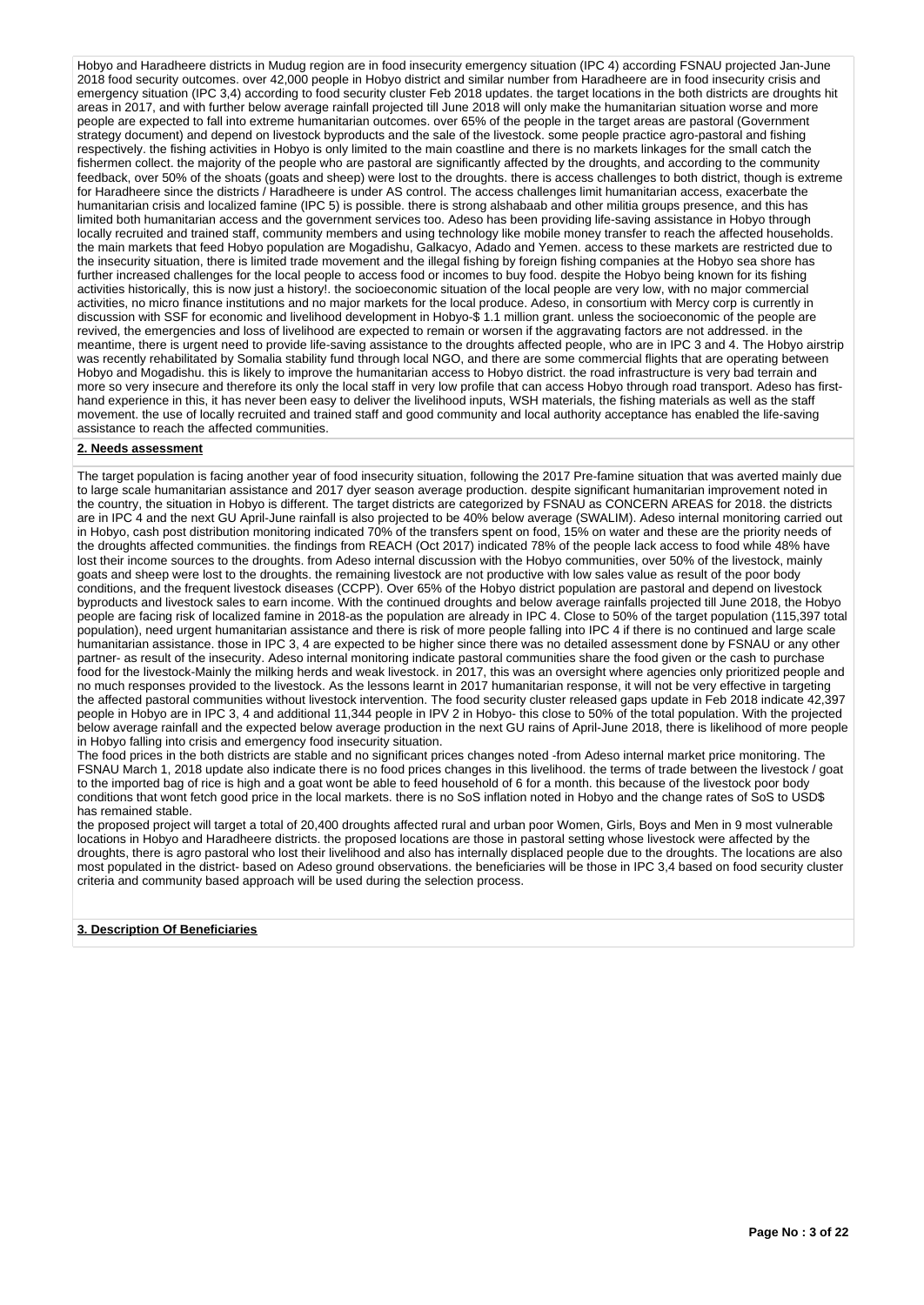Hobyo and Haradheere districts in Mudug region are in food insecurity emergency situation (IPC 4) according FSNAU projected Jan-June 2018 food security outcomes. over 42,000 people in Hobyo district and similar number from Haradheere are in food insecurity crisis and emergency situation (IPC 3,4) according to food security cluster Feb 2018 updates. the target locations in the both districts are droughts hit areas in 2017, and with further below average rainfall projected till June 2018 will only make the humanitarian situation worse and more people are expected to fall into extreme humanitarian outcomes. over 65% of the people in the target areas are pastoral (Government strategy document) and depend on livestock byproducts and the sale of the livestock. some people practice agro-pastoral and fishing respectively. the fishing activities in Hobyo is only limited to the main coastline and there is no markets linkages for the small catch the fishermen collect. the majority of the people who are pastoral are significantly affected by the droughts, and according to the community feedback, over 50% of the shoats (goats and sheep) were lost to the droughts. there is access challenges to both district, though is extreme for Haradheere since the districts / Haradheere is under AS control. The access challenges limit humanitarian access, exacerbate the humanitarian crisis and localized famine (IPC 5) is possible. there is strong alshabaab and other militia groups presence, and this has limited both humanitarian access and the government services too. Adeso has been providing life-saving assistance in Hobyo through locally recruited and trained staff, community members and using technology like mobile money transfer to reach the affected households. the main markets that feed Hobyo population are Mogadishu, Galkacyo, Adado and Yemen. access to these markets are restricted due to the insecurity situation, there is limited trade movement and the illegal fishing by foreign fishing companies at the Hobyo sea shore has further increased challenges for the local people to access food or incomes to buy food. despite the Hobyo being known for its fishing activities historically, this is now just a history!. the socioeconomic situation of the local people are very low, with no major commercial activities, no micro finance institutions and no major markets for the local produce. Adeso, in consortium with Mercy corp is currently in discussion with SSF for economic and livelihood development in Hobyo-$ 1.1 million grant. unless the socioeconomic of the people are revived, the emergencies and loss of livelihood are expected to remain or worsen if the aggravating factors are not addressed. in the meantime, there is urgent need to provide life-saving assistance to the droughts affected people, who are in IPC 3 and 4. The Hobyo airstrip was recently rehabilitated by Somalia stability fund through local NGO, and there are some commercial flights that are operating between Hobyo and Mogadishu. this is likely to improve the humanitarian access to Hobyo district. the road infrastructure is very bad terrain and more so very insecure and therefore its only the local staff in very low profile that can access Hobyo through road transport. Adeso has first-hand experience in this, it has never been easy to deliver the livelihood inputs, WSH materials, the fishing materials as well as the staff movement. the use of locally recruited and trained staff and good community and local authority acceptance has enabled the life-saving assistance to reach the affected communities.

**2. Needs assessment**

The target population is facing another year of food insecurity situation, following the 2017 Pre-famine situation that was averted mainly due to large scale humanitarian assistance and 2017 dyer season average production. despite significant humanitarian improvement noted in the country, the situation in Hobyo is different. The target districts are categorized by FSNAU as CONCERN AREAS for 2018. the districts are in IPC 4 and the next GU April-June rainfall is also projected to be 40% below average (SWALIM). Adeso internal monitoring carried out in Hobyo, cash post distribution monitoring indicated 70% of the transfers spent on food, 15% on water and these are the priority needs of the droughts affected communities. the findings from REACH (Oct 2017) indicated 78% of the people lack access to food while 48% have lost their income sources to the droughts. from Adeso internal discussion with the Hobyo communities, over 50% of the livestock, mainly goats and sheep were lost to the droughts. the remaining livestock are not productive with low sales value as result of the poor body conditions, and the frequent livestock diseases (CCPP). Over 65% of the Hobyo district population are pastoral and depend on livestock byproducts and livestock sales to earn income. With the continued droughts and below average rainfalls projected till June 2018, the Hobyo people are facing risk of localized famine in 2018-as the population are already in IPC 4. Close to 50% of the target population (115,397 total population), need urgent humanitarian assistance and there is risk of more people falling into IPC 4 if there is no continued and large scale humanitarian assistance. those in IPC 3, 4 are expected to be higher since there was no detailed assessment done by FSNAU or any other partner- as result of the insecurity. Adeso internal monitoring indicate pastoral communities share the food given or the cash to purchase food for the livestock-Mainly the milking herds and weak livestock. in 2017, this was an oversight where agencies only prioritized people and no much responses provided to the livestock. As the lessons learnt in 2017 humanitarian response, it will not be very effective in targeting the affected pastoral communities without livestock intervention. The food security cluster released gaps update in Feb 2018 indicate 42,397 people in Hobyo are in IPC 3, 4 and additional 11,344 people in IPV 2 in Hobyo- this close to 50% of the total population. With the projected below average rainfall and the expected below average production in the next GU rains of April-June 2018, there is likelihood of more people in Hobyo falling into crisis and emergency food insecurity situation.

The food prices in the both districts are stable and no significant prices changes noted -from Adeso internal market price monitoring. The FSNAU March 1, 2018 update also indicate there is no food prices changes in this livelihood. the terms of trade between the livestock / goat to the imported bag of rice is high and a goat wont be able to feed household of 6 for a month. this because of the livestock poor body conditions that wont fetch good price in the local markets. there is no SoS inflation noted in Hobyo and the change rates of SoS to USD$ has remained stable.

the proposed project will target a total of 20,400 droughts affected rural and urban poor Women, Girls, Boys and Men in 9 most vulnerable locations in Hobyo and Haradheere districts. the proposed locations are those in pastoral setting whose livestock were affected by the droughts, there is agro pastoral who lost their livelihood and also has internally displaced people due to the droughts. The locations are also most populated in the district- based on Adeso ground observations. the beneficiaries will be those in IPC 3,4 based on food security cluster criteria and community based approach will be used during the selection process.

**3. Description Of Beneficiaries**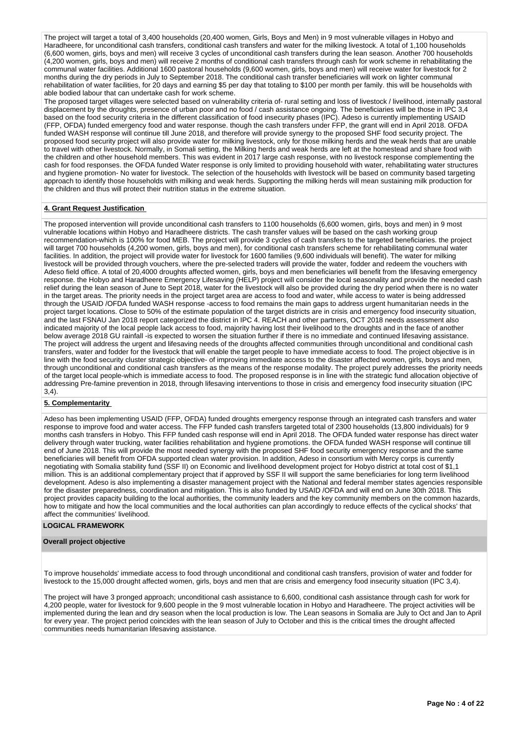The project will target a total of 3,400 households (20,400 women, Girls, Boys and Men) in 9 most vulnerable villages in Hobyo and Haradheere, for unconditional cash transfers, conditional cash transfers and water for the milking livestock. A total of 1,100 households (6,600 women, girls, boys and men) will receive 3 cycles of unconditional cash transfers during the lean season. Another 700 households (4,200 women, girls, boys and men) will receive 2 months of conditional cash transfers through cash for work scheme in rehabilitating the communal water facilities. Additional 1600 pastoral households (9,600 women, girls, boys and men) will receive water for livestock for 2 months during the dry periods in July to September 2018. The conditional cash transfer beneficiaries will work on lighter communal rehabilitation of water facilities, for 20 days and earning $5 per day that totaling to $100 per month per family. this will be households with able bodied labour that can undertake cash for work scheme.

The proposed target villages were selected based on vulnerability criteria of- rural setting and loss of livestock / livelihood, internally pastoral displacement by the droughts, presence of urban poor and no food / cash assistance ongoing. The beneficiaries will be those in IPC 3,4 based on the food security criteria in the different classification of food insecurity phases (IPC). Adeso is currently implementing USAID (FFP, OFDA) funded emergency food and water response. though the cash transfers under FFP, the grant will end in April 2018. OFDA funded WASH response will continue till June 2018, and therefore will provide synergy to the proposed SHF food security project. The proposed food security project will also provide water for milking livestock, only for those milking herds and the weak herds that are unable to travel with other livestock. Normally, in Somali setting, the Milking herds and weak herds are left at the homestead and share food with the children and other household members. This was evident in 2017 large cash response, with no livestock response complementing the cash for food responses. the OFDA funded Water response is only limited to providing household with water, rehabilitating water structures and hygiene promotion- No water for livestock. The selection of the households with livestock will be based on community based targeting approach to identify those households with milking and weak herds. Supporting the milking herds will mean sustaining milk production for the children and thus will protect their nutrition status in the extreme situation.

**4. Grant Request Justification**

The proposed intervention will provide unconditional cash transfers to 1100 households (6,600 women, girls, boys and men) in 9 most vulnerable locations within Hobyo and Haradheere districts. The cash transfer values will be based on the cash working group recommendation-which is 100% for food MEB. The project will provide 3 cycles of cash transfers to the targeted beneficiaries. the project will target 700 households (4,200 women, girls, boys and men), for conditional cash transfers scheme for rehabilitating communal water facilities. In addition, the project will provide water for livestock for 1600 families (9,600 individuals will benefit). The water for milking livestock will be provided through vouchers, where the pre-selected traders will provide the water, fodder and redeem the vouchers with Adeso field office. A total of 20,4000 droughts affected women, girls, boys and men beneficiaries will benefit from the lifesaving emergency response. the Hobyo and Haradheere Emergency Lifesaving (HELP) project will consider the local seasonality and provide the needed cash relief during the lean season of June to Sept 2018, water for the livestock will also be provided during the dry period when there is no water in the target areas. The priority needs in the project target area are access to food and water, while access to water is being addressed through the USAID /OFDA funded WASH response -access to food remains the main gaps to address urgent humanitarian needs in the project target locations. Close to 50% of the estimate population of the target districts are in crisis and emergency food insecurity situation, and the last FSNAU Jan 2018 report categorized the district in IPC 4. REACH and other partners, OCT 2018 needs assessment also indicated majority of the local people lack access to food, majority having lost their livelihood to the droughts and in the face of another below average 2018 GU rainfall -is expected to worsen the situation further if there is no immediate and continued lifesaving assistance. The project will address the urgent and lifesaving needs of the droughts affected communities through unconditional and conditional cash transfers, water and fodder for the livestock that will enable the target people to have immediate access to food. The project objective is in line with the food security cluster strategic objective- of improving immediate access to the disaster affected women, girls, boys and men, through unconditional and conditional cash transfers as the means of the response modality. The project purely addresses the priority needs of the target local people-which is immediate access to food. The proposed response is in line with the strategic fund allocation objective of addressing Pre-famine prevention in 2018, through lifesaving interventions to those in crisis and emergency food insecurity situation (IPC 3,4).

**5. Complementarity**

Adeso has been implementing USAID (FFP, OFDA) funded droughts emergency response through an integrated cash transfers and water response to improve food and water access. The FFP funded cash transfers targeted total of 2300 households (13,800 individuals) for 9 months cash transfers in Hobyo. This FFP funded cash response will end in April 2018. The OFDA funded water response has direct water delivery through water trucking, water facilities rehabilitation and hygiene promotions. the OFDA funded WASH response will continue till end of June 2018. This will provide the most needed synergy with the proposed SHF food security emergency response and the same beneficiaries will benefit from OFDA supported clean water provision. In addition, Adeso in consortium with Mercy corps is currently negotiating with Somalia stability fund (SSF II) on Economic and livelihood development project for Hobyo district at total cost of $1,1 million. This is an additional complementary project that if approved by SSF II will support the same beneficiaries for long term livelihood development. Adeso is also implementing a disaster management project with the National and federal member states agencies responsible for the disaster preparedness, coordination and mitigation. This is also funded by USAID /OFDA and will end on June 30th 2018. This project provides capacity building to the local authorities, the community leaders and the key community members on the common hazards, how to mitigate and how the local communities and the local authorities can plan accordingly to reduce effects of the cyclical shocks' that affect the communities' livelihood.

**LOGICAL FRAMEWORK**

**Overall project objective**

To improve households' immediate access to food through unconditional and conditional cash transfers, provision of water and fodder for livestock to the 15,000 drought affected women, girls, boys and men that are crisis and emergency food insecurity situation (IPC 3,4).

The project will have 3 pronged approach; unconditional cash assistance to 6,600, conditional cash assistance through cash for work for 4,200 people, water for livestock for 9,600 people in the 9 most vulnerable location in Hobyo and Haradheere. The project activities will be implemented during the lean and dry season when the local production is low. The Lean seasons in Somalia are July to Oct and Jan to April for every year. The project period coincides with the lean season of July to October and this is the critical times the drought affected communities needs humanitarian lifesaving assistance.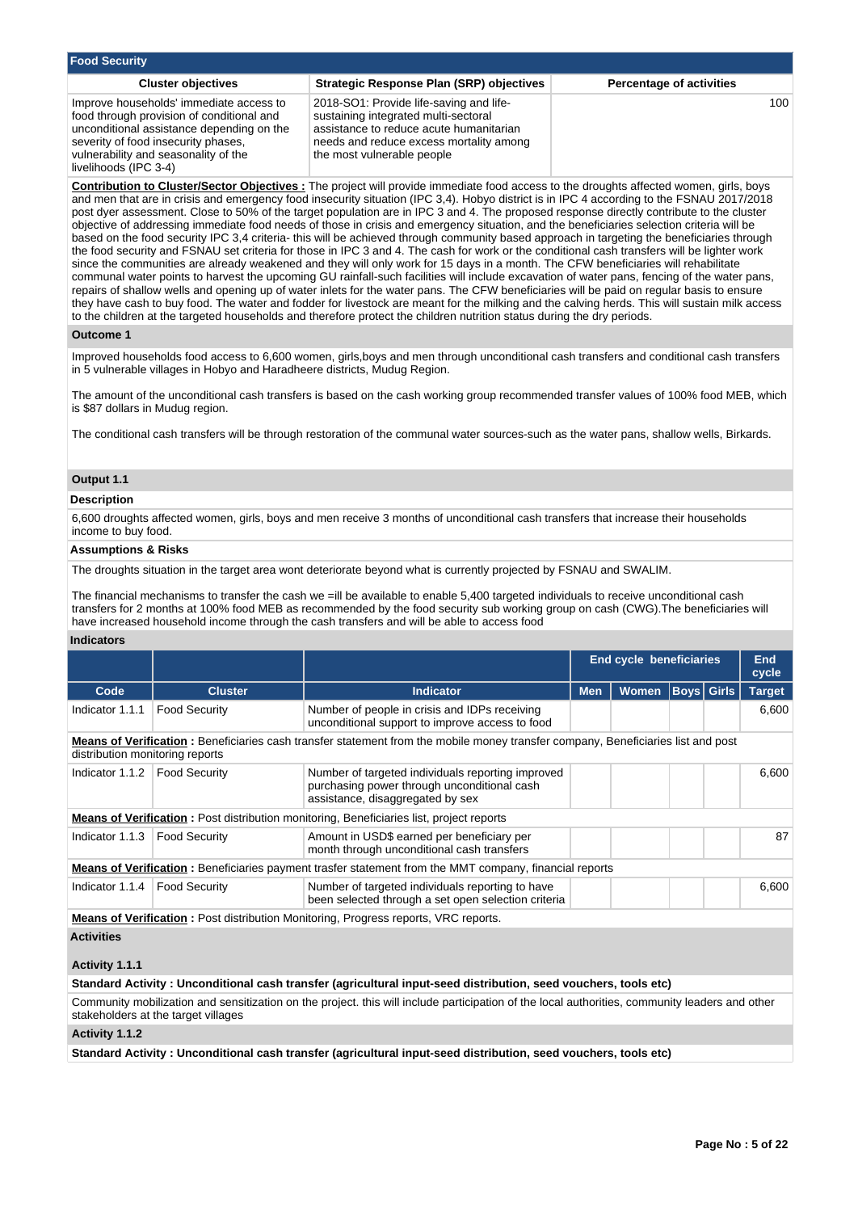## Food Security

| Cluster objectives | Strategic Response Plan (SRP) objectives | Percentage of activities |
|---|---|---|
| Improve households' immediate access to food through provision of conditional and unconditional assistance depending on the severity of food insecurity phases, vulnerability and seasonality of the livelihoods (IPC 3-4) | 2018-SO1: Provide life-saving and life-sustaining integrated multi-sectoral assistance to reduce acute humanitarian needs and reduce excess mortality among the most vulnerable people | 100 |

**Contribution to Cluster/Sector Objectives :** The project will provide immediate food access to the droughts affected women, girls, boys and men that are in crisis and emergency food insecurity situation (IPC 3,4). Hobyo district is in IPC 4 according to the FSNAU 2017/2018 post dyer assessment. Close to 50% of the target population are in IPC 3 and 4. The proposed response directly contribute to the cluster objective of addressing immediate food needs of those in crisis and emergency situation, and the beneficiaries selection criteria will be based on the food security IPC 3,4 criteria- this will be achieved through community based approach in targeting the beneficiaries through the food security and FSNAU set criteria for those in IPC 3 and 4. The cash for work or the conditional cash transfers will be lighter work since the communities are already weakened and they will only work for 15 days in a month. The CFW beneficiaries will rehabilitate communal water points to harvest the upcoming GU rainfall-such facilities will include excavation of water pans, fencing of the water pans, repairs of shallow wells and opening up of water inlets for the water pans. The CFW beneficiaries will be paid on regular basis to ensure they have cash to buy food. The water and fodder for livestock are meant for the milking and the calving herds. This will sustain milk access to the children at the targeted households and therefore protect the children nutrition status during the dry periods.

### Outcome 1

Improved households food access to 6,600 women, girls,boys and men through unconditional cash transfers and conditional cash transfers in 5 vulnerable villages in Hobyo and Haradheere districts, Mudug Region.

The amount of the unconditional cash transfers is based on the cash working group recommended transfer values of 100% food MEB, which is $87 dollars in Mudug region.

The conditional cash transfers will be through restoration of the communal water sources-such as the water pans, shallow wells, Birkards.

### Output 1.1

**Description**

6,600 droughts affected women, girls, boys and men receive 3 months of unconditional cash transfers that increase their households income to buy food.

**Assumptions & Risks**

The droughts situation in the target area wont deteriorate beyond what is currently projected by FSNAU and SWALIM.

The financial mechanisms to transfer the cash we =ill be available to enable 5,400 targeted individuals to receive unconditional cash transfers for 2 months at 100% food MEB as recommended by the food security sub working group on cash (CWG).The beneficiaries will have increased household income through the cash transfers and will be able to access food

**Indicators**

| | | | End cycle beneficiaries | | | | End cycle |
|---|---|---|---|---|---|---|---|
| **Code** | **Cluster** | **Indicator** | **Men** | **Women** | **Boys** | **Girls** | **Target** |
| Indicator 1.1.1 | Food Security | Number of people in crisis and IDPs receiving unconditional support to improve access to food | | | | | 6,600 |
| **Means of Verification :** Beneficiaries cash transfer statement from the mobile money transfer company, Beneficiaries list and post distribution monitoring reports | | | | | | | |
| Indicator 1.1.2 | Food Security | Number of targeted individuals reporting improved purchasing power through unconditional cash assistance, disaggregated by sex | | | | | 6,600 |
| **Means of Verification :** Post distribution monitoring, Beneficiaries list, project reports | | | | | | | |
| Indicator 1.1.3 | Food Security | Amount in USD$ earned per beneficiary per month through unconditional cash transfers | | | | | 87 |
| **Means of Verification :** Beneficiaries payment trasfer statement from the MMT company, financial reports | | | | | | | |
| Indicator 1.1.4 | Food Security | Number of targeted individuals reporting to have been selected through a set open selection criteria | | | | | 6,600 |
| **Means of Verification :** Post distribution Monitoring, Progress reports, VRC reports. | | | | | | | |

**Activities**

**Activity 1.1.1**

**Standard Activity : Unconditional cash transfer (agricultural input-seed distribution, seed vouchers, tools etc)**

Community mobilization and sensitization on the project. this will include participation of the local authorities, community leaders and other stakeholders at the target villages

**Activity 1.1.2**

**Standard Activity : Unconditional cash transfer (agricultural input-seed distribution, seed vouchers, tools etc)**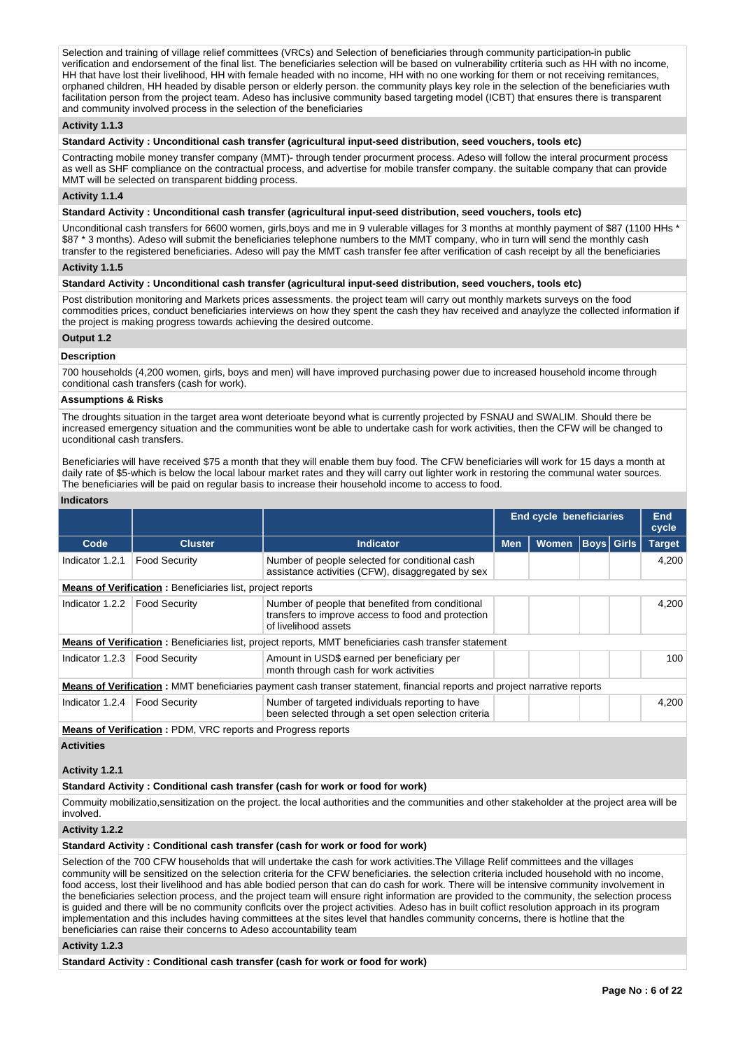Selection and training of village relief committees (VRCs) and Selection of beneficiaries through community participation-in public verification and endorsement of the final list. The beneficiaries selection will be based on vulnerability crtiteria such as HH with no income, HH that have lost their livelihood, HH with female headed with no income, HH with no one working for them or not receiving remitances, orphaned children, HH headed by disable person or elderly person. the community plays key role in the selection of the beneficiaries wuth facilitation person from the project team. Adeso has inclusive community based targeting model (ICBT) that ensures there is transparent and community involved process in the selection of the beneficiaries

### Activity 1.1.3

**Standard Activity : Unconditional cash transfer (agricultural input-seed distribution, seed vouchers, tools etc)**

Contracting mobile money transfer company (MMT)- through tender procurment process. Adeso will follow the interal procurment process as well as SHF compliance on the contractual process, and advertise for mobile transfer company. the suitable company that can provide MMT will be selected on transparent bidding process.

### Activity 1.1.4

**Standard Activity : Unconditional cash transfer (agricultural input-seed distribution, seed vouchers, tools etc)**

Unconditional cash transfers for 6600 women, girls,boys and me in 9 vulerable villages for 3 months at monthly payment of $87 (1100 HHs * $87 * 3 months). Adeso will submit the beneficiaries telephone numbers to the MMT company, who in turn will send the monthly cash transfer to the registered beneficiaries. Adeso will pay the MMT cash transfer fee after verification of cash receipt by all the beneficiaries

### Activity 1.1.5

**Standard Activity : Unconditional cash transfer (agricultural input-seed distribution, seed vouchers, tools etc)**

Post distribution monitoring and Markets prices assessments. the project team will carry out monthly markets surveys on the food commodities prices, conduct beneficiaries interviews on how they spent the cash they hav received and anaylyze the collected information if the project is making progress towards achieving the desired outcome.

### Output 1.2

**Description**

700 households (4,200 women, girls, boys and men) will have improved purchasing power due to increased household income through conditional cash transfers (cash for work).

**Assumptions & Risks**

The droughts situation in the target area wont deterioate beyond what is currently projected by FSNAU and SWALIM. Should there be increased emergency situation and the communities wont be able to undertake cash for work activities, then the CFW will be changed to uconditional cash transfers.

Beneficiaries will have received $75 a month that they will enable them buy food. The CFW beneficiaries will work for 15 days a month at daily rate of $5-which is below the local labour market rates and they will carry out lighter work in restoring the communal water sources. The beneficiaries will be paid on regular basis to increase their household income to access to food.

**Indicators**

| | | | End cycle beneficiaries | | | | End cycle |
|---|---|---|---|---|---|---|---|
| Code | Cluster | Indicator | Men | Women | Boys | Girls | Target |
| Indicator 1.2.1 | Food Security | Number of people selected for conditional cash assistance activities (CFW), disaggregated by sex | | | | | 4,200 |
| **Means of Verification :** Beneficiaries list, project reports | | | | | | | |
| Indicator 1.2.2 | Food Security | Number of people that benefited from conditional transfers to improve access to food and protection of livelihood assets | | | | | 4,200 |
| **Means of Verification :** Beneficiaries list, project reports, MMT beneficiaries cash transfer statement | | | | | | | |
| Indicator 1.2.3 | Food Security | Amount in USD$ earned per beneficiary per month through cash for work activities | | | | | 100 |
| **Means of Verification :** MMT beneficiaries payment cash transer statement, financial reports and project narrative reports | | | | | | | |
| Indicator 1.2.4 | Food Security | Number of targeted individuals reporting to have been selected through a set open selection criteria | | | | | 4,200 |
| **Means of Verification :** PDM, VRC reports and Progress reports | | | | | | | |

**Activities**

### Activity 1.2.1

**Standard Activity : Conditional cash transfer (cash for work or food for work)**

Commuity mobilizatio,sensitization on the project. the local authorities and the communities and other stakeholder at the project area will be involved.

### Activity 1.2.2

**Standard Activity : Conditional cash transfer (cash for work or food for work)**

Selection of the 700 CFW households that will undertake the cash for work activities.The Village Relif committees and the villages community will be sensitized on the selection criteria for the CFW beneficiaries. the selection criteria included household with no income, food access, lost their livelihood and has able bodied person that can do cash for work. There will be intensive community involvement in the beneficiaries selection process, and the project team will ensure right information are provided to the community, the selection process is guided and there will be no community conflcits over the project activities. Adeso has in built coflict resolution approach in its program implementation and this includes having committees at the sites level that handles community concerns, there is hotline that the beneficiaries can raise their concerns to Adeso accountability team

### Activity 1.2.3

**Standard Activity : Conditional cash transfer (cash for work or food for work)**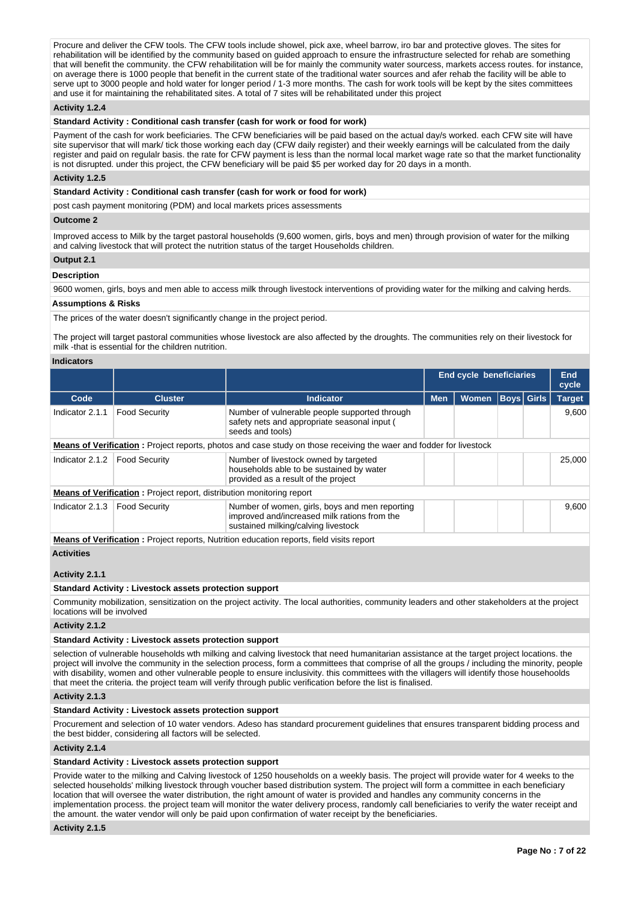Procure and deliver the CFW tools. The CFW tools include showel, pick axe, wheel barrow, iro bar and protective gloves. The sites for rehabilitation will be identified by the community based on guided approach to ensure the infrastructure selected for rehab are something that will benefit the community. the CFW rehabilitation will be for mainly the community water sourcess, markets access routes. for instance, on average there is 1000 people that benefit in the current state of the traditional water sources and afer rehab the facility will be able to serve upt to 3000 people and hold water for longer period / 1-3 more months. The cash for work tools will be kept by the sites committees and use it for maintaining the rehabilitated sites. A total of 7 sites will be rehabilitated under this project

**Activity 1.2.4**

**Standard Activity : Conditional cash transfer (cash for work or food for work)**

Payment of the cash for work beeficiaries. The CFW beneficiaries will be paid based on the actual day/s worked. each CFW site will have site supervisor that will mark/ tick those working each day (CFW daily register) and their weekly earnings will be calculated from the daily register and paid on regulalr basis. the rate for CFW payment is less than the normal local market wage rate so that the market functionality is not disrupted. under this project, the CFW beneficiary will be paid $5 per worked day for 20 days in a month.

**Activity 1.2.5**

**Standard Activity : Conditional cash transfer (cash for work or food for work)**

post cash payment monitoring (PDM) and local markets prices assessments

**Outcome 2**

Improved access to Milk by the target pastoral households (9,600 women, girls, boys and men) through provision of water for the milking and calving livestock that will protect the nutrition status of the target Households children.

**Output 2.1**

**Description**

9600 women, girls, boys and men able to access milk through livestock interventions of providing water for the milking and calving herds.

**Assumptions & Risks**

The prices of the water doesn't significantly change in the project period.

The project will target pastoral communities whose livestock are also affected by the droughts. The communities rely on their livestock for milk -that is essential for the children nutrition.

**Indicators**

| | | | End cycle beneficiaries | | | | End cycle |
|---|---|---|---|---|---|---|---|
| Code | Cluster | Indicator | Men | Women | Boys | Girls | Target |
| Indicator 2.1.1 | Food Security | Number of vulnerable people supported through safety nets and appropriate seasonal input ( seeds and tools) | | | | | 9,600 |
| **Means of Verification :** Project reports, photos and case study on those receiving the waer and fodder for livestock | | | | | | | |
| Indicator 2.1.2 | Food Security | Number of livestock owned by targeted households able to be sustained by water provided as a result of the project | | | | | 25,000 |
| **Means of Verification :** Project report, distribution monitoring report | | | | | | | |
| Indicator 2.1.3 | Food Security | Number of women, girls, boys and men reporting improved and/increased milk rations from the sustained milking/calving livestock | | | | | 9,600 |
| **Means of Verification :** Project reports, Nutrition education reports, field visits report | | | | | | | |

**Activities**

**Activity 2.1.1**

**Standard Activity : Livestock assets protection support**

Community mobilization, sensitization on the project activity. The local authorities, community leaders and other stakeholders at the project locations will be involved

**Activity 2.1.2**

**Standard Activity : Livestock assets protection support**

selection of vulnerable households wth milking and calving livestock that need humanitarian assistance at the target project locations. the project will involve the community in the selection process, form a committees that comprise of all the groups / including the minority, people with disability, women and other vulnerable people to ensure inclusivity. this committees with the villagers will identify those households that meet the criteria. the project team will verify through public verification before the list is finalised.

**Activity 2.1.3**

**Standard Activity : Livestock assets protection support**

Procurement and selection of 10 water vendors. Adeso has standard procurement guidelines that ensures transparent bidding process and the best bidder, considering all factors will be selected.

**Activity 2.1.4**

**Standard Activity : Livestock assets protection support**

Provide water to the milking and Calving livestock of 1250 households on a weekly basis. The project will provide water for 4 weeks to the selected households' milking livestock through voucher based distribution system. The project will form a committee in each beneficiary location that will oversee the water distribution, the right amount of water is provided and handles any community concerns in the implementation process. the project team will monitor the water delivery process, randomly call beneficiaries to verify the water receipt and the amount. the water vendor will only be paid upon confirmation of water receipt by the beneficiaries.

**Activity 2.1.5**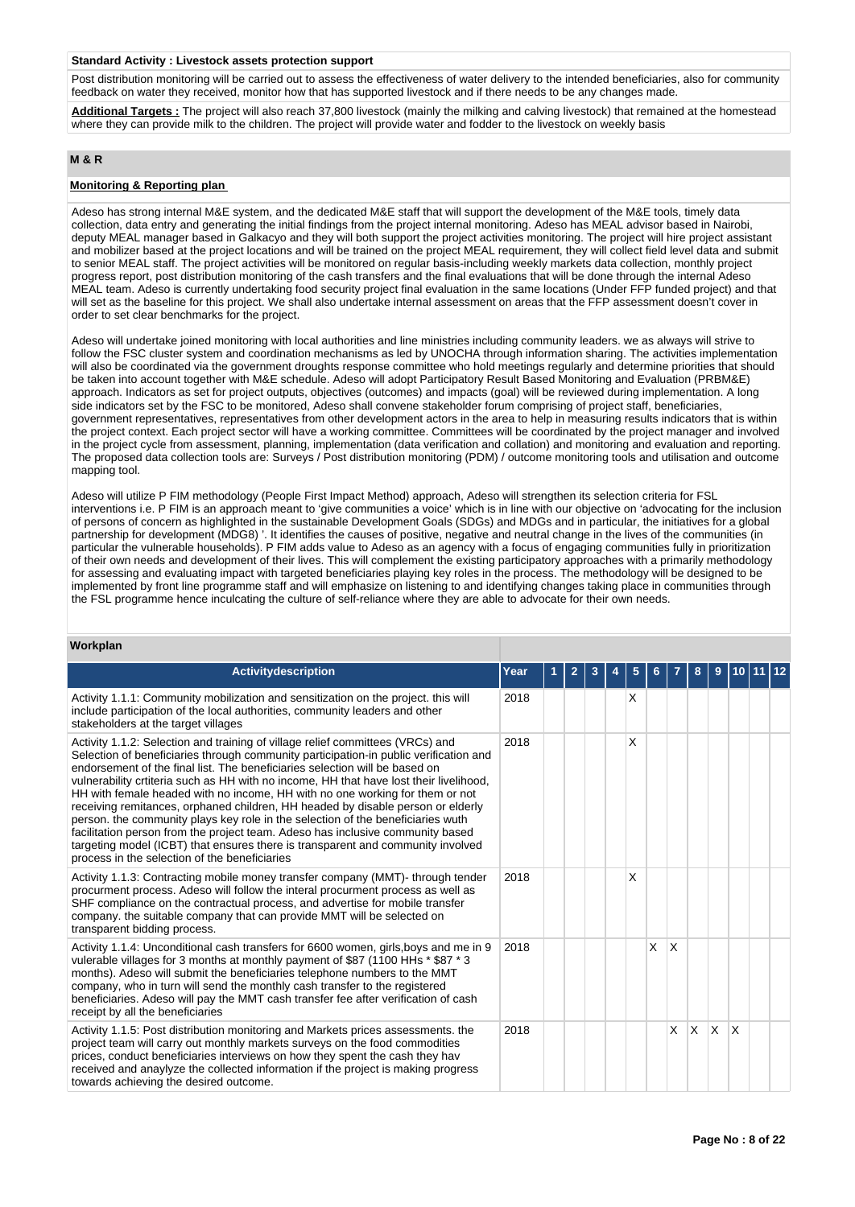**Standard Activity : Livestock assets protection support**

Post distribution monitoring will be carried out to assess the effectiveness of water delivery to the intended beneficiaries, also for community feedback on water they received, monitor how that has supported livestock and if there needs to be any changes made.

**Additional Targets :** The project will also reach 37,800 livestock (mainly the milking and calving livestock) that remained at the homestead where they can provide milk to the children. The project will provide water and fodder to the livestock on weekly basis

## M & R

### Monitoring & Reporting plan

Adeso has strong internal M&E system, and the dedicated M&E staff that will support the development of the M&E tools, timely data collection, data entry and generating the initial findings from the project internal monitoring. Adeso has MEAL advisor based in Nairobi, deputy MEAL manager based in Galkacyo and they will both support the project activities monitoring. The project will hire project assistant and mobilizer based at the project locations and will be trained on the project MEAL requirement, they will collect field level data and submit to senior MEAL staff. The project activities will be monitored on regular basis-including weekly markets data collection, monthly project progress report, post distribution monitoring of the cash transfers and the final evaluations that will be done through the internal Adeso MEAL team. Adeso is currently undertaking food security project final evaluation in the same locations (Under FFP funded project) and that will set as the baseline for this project. We shall also undertake internal assessment on areas that the FFP assessment doesn't cover in order to set clear benchmarks for the project.

Adeso will undertake joined monitoring with local authorities and line ministries including community leaders. we as always will strive to follow the FSC cluster system and coordination mechanisms as led by UNOCHA through information sharing. The activities implementation will also be coordinated via the government droughts response committee who hold meetings regularly and determine priorities that should be taken into account together with M&E schedule. Adeso will adopt Participatory Result Based Monitoring and Evaluation (PRBM&E) approach. Indicators as set for project outputs, objectives (outcomes) and impacts (goal) will be reviewed during implementation. A long side indicators set by the FSC to be monitored, Adeso shall convene stakeholder forum comprising of project staff, beneficiaries, government representatives, representatives from other development actors in the area to help in measuring results indicators that is within the project context. Each project sector will have a working committee. Committees will be coordinated by the project manager and involved in the project cycle from assessment, planning, implementation (data verification and collation) and monitoring and evaluation and reporting. The proposed data collection tools are: Surveys / Post distribution monitoring (PDM) / outcome monitoring tools and utilisation and outcome mapping tool.

Adeso will utilize P FIM methodology (People First Impact Method) approach, Adeso will strengthen its selection criteria for FSL interventions i.e. P FIM is an approach meant to 'give communities a voice' which is in line with our objective on 'advocating for the inclusion of persons of concern as highlighted in the sustainable Development Goals (SDGs) and MDGs and in particular, the initiatives for a global partnership for development (MDG8) '. It identifies the causes of positive, negative and neutral change in the lives of the communities (in particular the vulnerable households). P FIM adds value to Adeso as an agency with a focus of engaging communities fully in prioritization of their own needs and development of their lives. This will complement the existing participatory approaches with a primarily methodology for assessing and evaluating impact with targeted beneficiaries playing key roles in the process. The methodology will be designed to be implemented by front line programme staff and will emphasize on listening to and identifying changes taking place in communities through the FSL programme hence inculcating the culture of self-reliance where they are able to advocate for their own needs.

### Workplan

| Activitydescription | Year | 1 | 2 | 3 | 4 | 5 | 6 | 7 | 8 | 9 | 10 | 11 | 12 |
|---|---|---|---|---|---|---|---|---|---|---|---|---|---|
| Activity 1.1.1: Community mobilization and sensitization on the project. this will include participation of the local authorities, community leaders and other stakeholders at the target villages | 2018 | | | | | X | | | | | | | |
| Activity 1.1.2: Selection and training of village relief committees (VRCs) and Selection of beneficiaries through community participation-in public verification and endorsement of the final list. The beneficiaries selection will be based on vulnerability crtiteria such as HH with no income, HH that have lost their livelihood, HH with female headed with no income, HH with no one working for them or not receiving remitances, orphaned children, HH headed by disable person or elderly person. the community plays key role in the selection of the beneficiaries wuth facilitation person from the project team. Adeso has inclusive community based targeting model (ICBT) that ensures there is transparent and community involved process in the selection of the beneficiaries | 2018 | | | | | X | | | | | | | |
| Activity 1.1.3: Contracting mobile money transfer company (MMT)- through tender procurment process. Adeso will follow the interal procurment process as well as SHF compliance on the contractual process, and advertise for mobile transfer company. the suitable company that can provide MMT will be selected on transparent bidding process. | 2018 | | | | | X | | | | | | | |
| Activity 1.1.4: Unconditional cash transfers for 6600 women, girls,boys and me in 9 vulerable villages for 3 months at monthly payment of $87 (1100 HHs * $87 * 3 months). Adeso will submit the beneficiaries telephone numbers to the MMT company, who in turn will send the monthly cash transfer to the registered beneficiaries. Adeso will pay the MMT cash transfer fee after verification of cash receipt by all the beneficiaries | 2018 | | | | | | X | X | | | | | |
| Activity 1.1.5: Post distribution monitoring and Markets prices assessments. the project team will carry out monthly markets surveys on the food commodities prices, conduct beneficiaries interviews on how they spent the cash they hav received and anaylyze the collected information if the project is making progress towards achieving the desired outcome. | 2018 | | | | | | | X | X | X | X | | |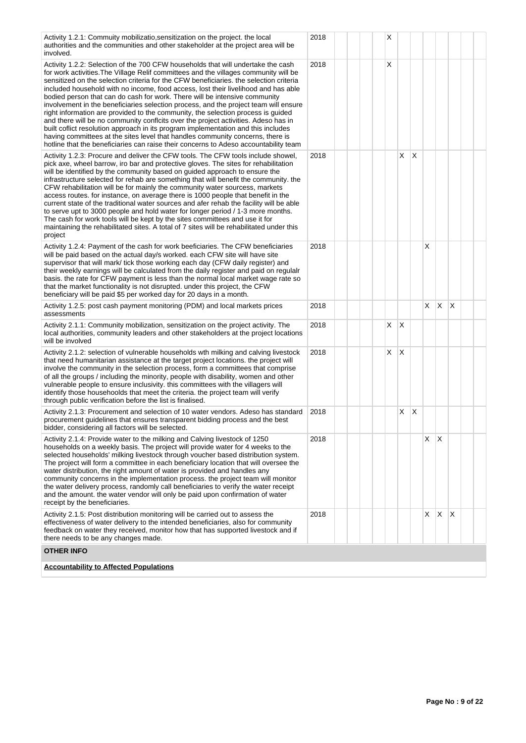| Activity | Year | 1 | 2 | 3 | 4 | 5 | 6 | 7 | 8 | 9 | 10 | 11 | 12 |
|---|---|---|---|---|---|---|---|---|---|---|---|---|---|
| Activity 1.2.1: Commuity mobilizatio,sensitization on the project. the local authorities and the communities and other stakeholder at the project area will be involved. | 2018 | | | | | X | | | | | | | |
| Activity 1.2.2: Selection of the 700 CFW households that will undertake the cash for work activities.The Village Relif committees and the villages community will be sensitized on the selection criteria for the CFW beneficiaries. the selection criteria included household with no income, food access, lost their livelihood and has able bodied person that can do cash for work. There will be intensive community involvement in the beneficiaries selection process, and the project team will ensure right information are provided to the community, the selection process is guided and there will be no community conflcits over the project activities. Adeso has in built coflict resolution approach in its program implementation and this includes having committees at the sites level that handles community concerns, there is hotline that the beneficiaries can raise their concerns to Adeso accountability team | 2018 | | | | | X | | | | | | | |
| Activity 1.2.3: Procure and deliver the CFW tools. The CFW tools include showel, pick axe, wheel barrow, iro bar and protective gloves. The sites for rehabilitation will be identified by the community based on guided approach to ensure the infrastructure selected for rehab are something that will benefit the community. the CFW rehabilitation will be for mainly the community water sourcess, markets access routes. for instance, on average there is 1000 people that benefit in the current state of the traditional water sources and afer rehab the facility will be able to serve upt to 3000 people and hold water for longer period / 1-3 more months. The cash for work tools will be kept by the sites committees and use it for maintaining the rehabilitated sites. A total of 7 sites will be rehabilitated under this project | 2018 | | | | | | X | X | | | | | |
| Activity 1.2.4: Payment of the cash for work beeficiaries. The CFW beneficiaries will be paid based on the actual day/s worked. each CFW site will have site supervisor that will mark/ tick those working each day (CFW daily register) and their weekly earnings will be calculated from the daily register and paid on regulalr basis. the rate for CFW payment is less than the normal local market wage rate so that the market functionality is not disrupted. under this project, the CFW beneficiary will be paid $5 per worked day for 20 days in a month. | 2018 | | | | | | | | X | | | | |
| Activity 1.2.5: post cash payment monitoring (PDM) and local markets prices assessments | 2018 | | | | | | | | X | X | X | | |
| Activity 2.1.1: Community mobilization, sensitization on the project activity. The local authorities, community leaders and other stakeholders at the project locations will be involved | 2018 | | | | | X | X | | | | | | |
| Activity 2.1.2: selection of vulnerable households wth milking and calving livestock that need humanitarian assistance at the target project locations. the project will involve the community in the selection process, form a committees that comprise of all the groups / including the minority, people with disability, women and other vulnerable people to ensure inclusivity. this committees with the villagers will identify those househoolds that meet the criteria. the project team will verify through public verification before the list is finalised. | 2018 | | | | | X | X | | | | | | |
| Activity 2.1.3: Procurement and selection of 10 water vendors. Adeso has standard procurement guidelines that ensures transparent bidding process and the best bidder, considering all factors will be selected. | 2018 | | | | | | X | X | | | | | |
| Activity 2.1.4: Provide water to the milking and Calving livestock of 1250 households on a weekly basis. The project will provide water for 4 weeks to the selected households' milking livestock through voucher based distribution system. The project will form a committee in each beneficiary location that will oversee the water distribution, the right amount of water is provided and handles any community concerns in the implementation process. the project team will monitor the water delivery process, randomly call beneficiaries to verify the water receipt and the amount. the water vendor will only be paid upon confirmation of water receipt by the beneficiaries. | 2018 | | | | | | | | X | X | | | |
| Activity 2.1.5: Post distribution monitoring will be carried out to assess the effectiveness of water delivery to the intended beneficiaries, also for community feedback on water they received, monitor how that has supported livestock and if there needs to be any changes made. | 2018 | | | | | | | | X | X | X | | |

**OTHER INFO**

**Accountability to Affected Populations**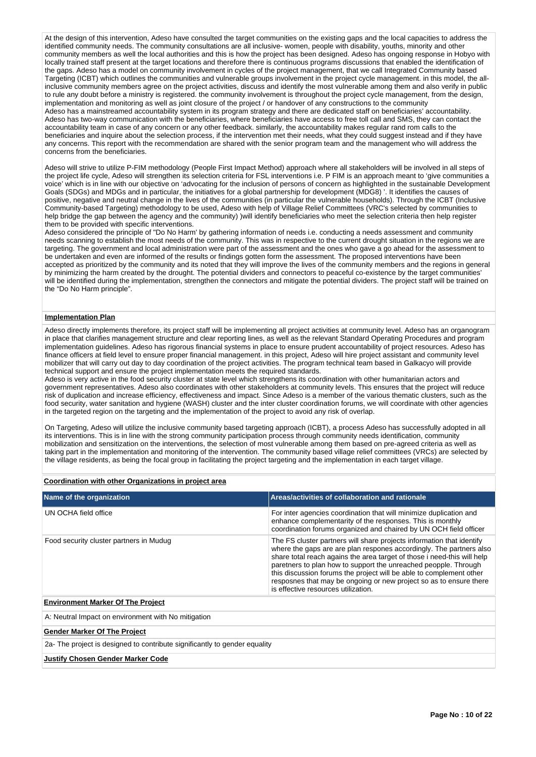At the design of this intervention, Adeso have consulted the target communities on the existing gaps and the local capacities to address the identified community needs. The community consultations are all inclusive- women, people with disability, youths, minority and other community members as well the local authorities and this is how the project has been designed. Adeso has ongoing response in Hobyo with locally trained staff present at the target locations and therefore there is continuous programs discussions that enabled the identification of the gaps. Adeso has a model on community involvement in cycles of the project management, that we call Integrated Community based Targeting (ICBT) which outlines the communities and vulnerable groups involvement in the project cycle management. in this model, the all-inclusive community members agree on the project activities, discuss and identify the most vulnerable among them and also verify in public to rule any doubt before a ministry is registered. the community involvement is throughout the project cycle management, from the design, implementation and monitoring as well as joint closure of the project / or handover of any constructions to the community
Adeso has a mainstreamed accountability system in its program strategy and there are dedicated staff on beneficiaries' accountability. Adeso has two-way communication with the beneficiaries, where beneficiaries have access to free toll call and SMS, they can contact the accountability team in case of any concern or any other feedback. similarly, the accountability makes regular rand rom calls to the beneficiaries and inquire about the selection process, if the intervention met their needs, what they could suggest instead and if they have any concerns. This report with the recommendation are shared with the senior program team and the management who will address the concerns from the beneficiaries.

Adeso will strive to utilize P-FIM methodology (People First Impact Method) approach where all stakeholders will be involved in all steps of the project life cycle, Adeso will strengthen its selection criteria for FSL interventions i.e. P FIM is an approach meant to 'give communities a voice' which is in line with our objective on 'advocating for the inclusion of persons of concern as highlighted in the sustainable Development Goals (SDGs) and MDGs and in particular, the initiatives for a global partnership for development (MDG8) '. It identifies the causes of positive, negative and neutral change in the lives of the communities (in particular the vulnerable households). Through the ICBT (Inclusive Community-based Targeting) methodology to be used, Adeso with help of Village Relief Committees (VRC's selected by communities to help bridge the gap between the agency and the community) )will identify beneficiaries who meet the selection criteria then help register them to be provided with specific interventions.
Adeso considered the principle of "Do No Harm' by gathering information of needs i.e. conducting a needs assessment and community needs scanning to establish the most needs of the community. This was in respective to the current drought situation in the regions we are targeting. The government and local administration were part of the assessment and the ones who gave a go ahead for the assessment to be undertaken and even are informed of the results or findings gotten form the assessment. The proposed interventions have been accepted as prioritized by the community and its noted that they will improve the lives of the community members and the regions in general by minimizing the harm created by the drought. The potential dividers and connectors to peaceful co-existence by the target communities' will be identified during the implementation, strengthen the connectors and mitigate the potential dividers. The project staff will be trained on the "Do No Harm principle".

**Implementation Plan**

Adeso directly implements therefore, its project staff will be implementing all project activities at community level. Adeso has an organogram in place that clarifies management structure and clear reporting lines, as well as the relevant Standard Operating Procedures and program implementation guidelines. Adeso has rigorous financial systems in place to ensure prudent accountability of project resources. Adeso has finance officers at field level to ensure proper financial management. in this project, Adeso will hire project assistant and community level mobilizer that will carry out day to day coordination of the project activities. The program technical team based in Galkacyo will provide technical support and ensure the project implementation meets the required standards.
Adeso is very active in the food security cluster at state level which strengthens its coordination with other humanitarian actors and government representatives. Adeso also coordinates with other stakeholders at community levels. This ensures that the project will reduce risk of duplication and increase efficiency, effectiveness and impact. Since Adeso is a member of the various thematic clusters, such as the food security, water sanitation and hygiene (WASH) cluster and the inter cluster coordination forums, we will coordinate with other agencies in the targeted region on the targeting and the implementation of the project to avoid any risk of overlap.

On Targeting, Adeso will utilize the inclusive community based targeting approach (ICBT), a process Adeso has successfully adopted in all its interventions. This is in line with the strong community participation process through community needs identification, community mobilization and sensitization on the interventions, the selection of most vulnerable among them based on pre-agreed criteria as well as taking part in the implementation and monitoring of the intervention. The community based village relief committees (VRCs) are selected by the village residents, as being the focal group in facilitating the project targeting and the implementation in each target village.

**Coordination with other Organizations in project area**

| Name of the organization | Areas/activities of collaboration and rationale |
|---|---|
| UN OCHA field office | For inter agencies coordination that will minimize duplication and enhance complementarity of the responses. This is monthly coordination forums organized and chaired by UN OCH field officer |
| Food security cluster partners in Mudug | The FS cluster partners will share projects information that identify where the gaps are are plan respones accordingly. The partners also share total reach agains the area target of those i need-this will help paretners to plan how to support the unreached peopple. Through this discussion forums the project will be able to complement other resposnes that may be ongoing or new project so as to ensure there is effective resources utilization. |

**Environment Marker Of The Project**

A: Neutral Impact on environment with No mitigation

**Gender Marker Of The Project**

2a- The project is designed to contribute significantly to gender equality

**Justify Chosen Gender Marker Code**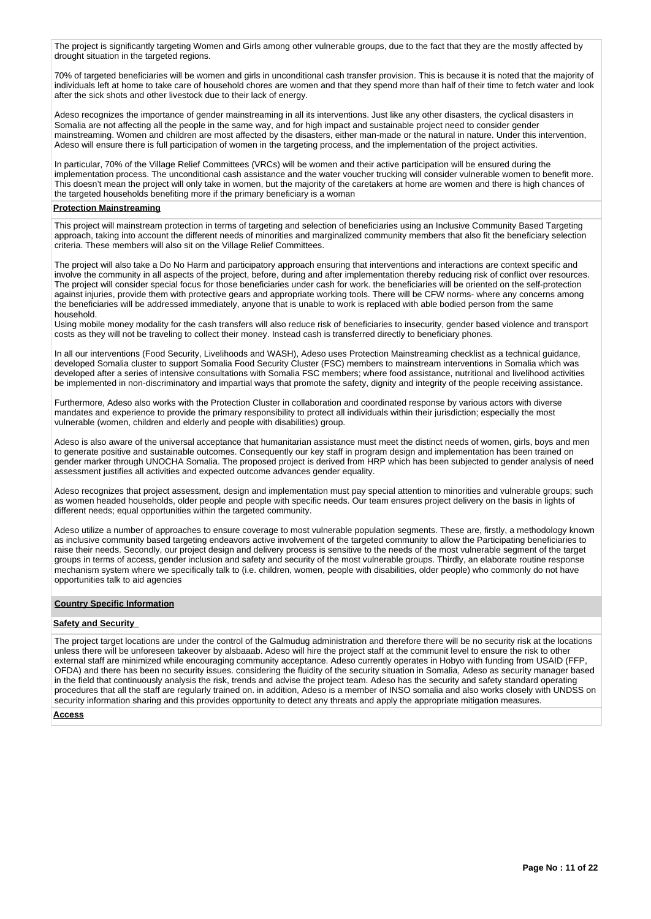The project is significantly targeting Women and Girls among other vulnerable groups, due to the fact that they are the mostly affected by drought situation in the targeted regions.

70% of targeted beneficiaries will be women and girls in unconditional cash transfer provision. This is because it is noted that the majority of individuals left at home to take care of household chores are women and that they spend more than half of their time to fetch water and look after the sick shots and other livestock due to their lack of energy.

Adeso recognizes the importance of gender mainstreaming in all its interventions. Just like any other disasters, the cyclical disasters in Somalia are not affecting all the people in the same way, and for high impact and sustainable project need to consider gender mainstreaming. Women and children are most affected by the disasters, either man-made or the natural in nature. Under this intervention, Adeso will ensure there is full participation of women in the targeting process, and the implementation of the project activities.

In particular, 70% of the Village Relief Committees (VRCs) will be women and their active participation will be ensured during the implementation process. The unconditional cash assistance and the water voucher trucking will consider vulnerable women to benefit more. This doesn't mean the project will only take in women, but the majority of the caretakers at home are women and there is high chances of the targeted households benefiting more if the primary beneficiary is a woman

**Protection Mainstreaming**

This project will mainstream protection in terms of targeting and selection of beneficiaries using an Inclusive Community Based Targeting approach, taking into account the different needs of minorities and marginalized community members that also fit the beneficiary selection criteria. These members will also sit on the Village Relief Committees.

The project will also take a Do No Harm and participatory approach ensuring that interventions and interactions are context specific and involve the community in all aspects of the project, before, during and after implementation thereby reducing risk of conflict over resources. The project will consider special focus for those beneficiaries under cash for work. the beneficiaries will be oriented on the self-protection against injuries, provide them with protective gears and appropriate working tools. There will be CFW norms- where any concerns among the beneficiaries will be addressed immediately, anyone that is unable to work is replaced with able bodied person from the same household.
Using mobile money modality for the cash transfers will also reduce risk of beneficiaries to insecurity, gender based violence and transport costs as they will not be traveling to collect their money. Instead cash is transferred directly to beneficiary phones.

In all our interventions (Food Security, Livelihoods and WASH), Adeso uses Protection Mainstreaming checklist as a technical guidance, developed Somalia cluster to support Somalia Food Security Cluster (FSC) members to mainstream interventions in Somalia which was developed after a series of intensive consultations with Somalia FSC members; where food assistance, nutritional and livelihood activities be implemented in non-discriminatory and impartial ways that promote the safety, dignity and integrity of the people receiving assistance.

Furthermore, Adeso also works with the Protection Cluster in collaboration and coordinated response by various actors with diverse mandates and experience to provide the primary responsibility to protect all individuals within their jurisdiction; especially the most vulnerable (women, children and elderly and people with disabilities) group.

Adeso is also aware of the universal acceptance that humanitarian assistance must meet the distinct needs of women, girls, boys and men to generate positive and sustainable outcomes. Consequently our key staff in program design and implementation has been trained on gender marker through UNOCHA Somalia. The proposed project is derived from HRP which has been subjected to gender analysis of need assessment justifies all activities and expected outcome advances gender equality.

Adeso recognizes that project assessment, design and implementation must pay special attention to minorities and vulnerable groups; such as women headed households, older people and people with specific needs. Our team ensures project delivery on the basis in lights of different needs; equal opportunities within the targeted community.

Adeso utilize a number of approaches to ensure coverage to most vulnerable population segments. These are, firstly, a methodology known as inclusive community based targeting endeavors active involvement of the targeted community to allow the Participating beneficiaries to raise their needs. Secondly, our project design and delivery process is sensitive to the needs of the most vulnerable segment of the target groups in terms of access, gender inclusion and safety and security of the most vulnerable groups. Thirdly, an elaborate routine response mechanism system where we specifically talk to (i.e. children, women, people with disabilities, older people) who commonly do not have opportunities talk to aid agencies

**Country Specific Information**

**Safety and Security**

The project target locations are under the control of the Galmudug administration and therefore there will be no security risk at the locations unless there will be unforeseen takeover by alsbaaab. Adeso will hire the project staff at the communit level to ensure the risk to other external staff are minimized while encouraging community acceptance. Adeso currently operates in Hobyo with funding from USAID (FFP, OFDA) and there has been no security issues. considering the fluidity of the security situation in Somalia, Adeso as security manager based in the field that continuously analysis the risk, trends and advise the project team. Adeso has the security and safety standard operating procedures that all the staff are regularly trained on. in addition, Adeso is a member of INSO somalia and also works closely with UNDSS on security information sharing and this provides opportunity to detect any threats and apply the appropriate mitigation measures.

**Access**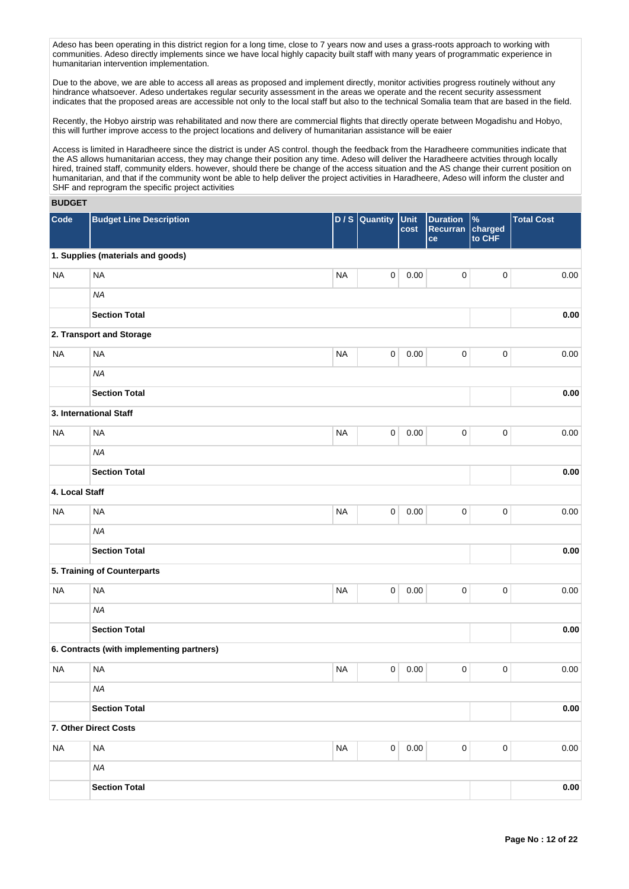Adeso has been operating in this district region for a long time, close to 7 years now and uses a grass-roots approach to working with communities. Adeso directly implements since we have local highly capacity built staff with many years of programmatic experience in humanitarian intervention implementation.

Due to the above, we are able to access all areas as proposed and implement directly, monitor activities progress routinely without any hindrance whatsoever. Adeso undertakes regular security assessment in the areas we operate and the recent security assessment indicates that the proposed areas are accessible not only to the local staff but also to the technical Somalia team that are based in the field.

Recently, the Hobyo airstrip was rehabilitated and now there are commercial flights that directly operate between Mogadishu and Hobyo, this will further improve access to the project locations and delivery of humanitarian assistance will be eaier

Access is limited in Haradheere since the district is under AS control. though the feedback from the Haradheere communities indicate that the AS allows humanitarian access, they may change their position any time. Adeso will deliver the Haradheere actvities through locally hired, trained staff, community elders. however, should there be change of the access situation and the AS change their current position on humanitarian, and that if the community wont be able to help deliver the project activities in Haradheere, Adeso will inform the cluster and SHF and reprogram the specific project activities

## BUDGET

| Code | Budget Line Description | D / S | Quantity | Unit cost | Duration Recurrance | % charged to CHF | Total Cost |
|---|---|---|---|---|---|---|---|
| **1. Supplies (materials and goods)** | | | | | | | |
| NA | NA | NA | 0 | 0.00 | 0 | 0 | 0.00 |
| | *NA* | | | | | | |
| | **Section Total** | | | | | | **0.00** |
| **2. Transport and Storage** | | | | | | | |
| NA | NA | NA | 0 | 0.00 | 0 | 0 | 0.00 |
| | *NA* | | | | | | |
| | **Section Total** | | | | | | **0.00** |
| **3. International Staff** | | | | | | | |
| NA | NA | NA | 0 | 0.00 | 0 | 0 | 0.00 |
| | *NA* | | | | | | |
| | **Section Total** | | | | | | **0.00** |
| **4. Local Staff** | | | | | | | |
| NA | NA | NA | 0 | 0.00 | 0 | 0 | 0.00 |
| | *NA* | | | | | | |
| | **Section Total** | | | | | | **0.00** |
| **5. Training of Counterparts** | | | | | | | |
| NA | NA | NA | 0 | 0.00 | 0 | 0 | 0.00 |
| | *NA* | | | | | | |
| | **Section Total** | | | | | | **0.00** |
| **6. Contracts (with implementing partners)** | | | | | | | |
| NA | NA | NA | 0 | 0.00 | 0 | 0 | 0.00 |
| | *NA* | | | | | | |
| | **Section Total** | | | | | | **0.00** |
| **7. Other Direct Costs** | | | | | | | |
| NA | NA | NA | 0 | 0.00 | 0 | 0 | 0.00 |
| | *NA* | | | | | | |
| | **Section Total** | | | | | | **0.00** |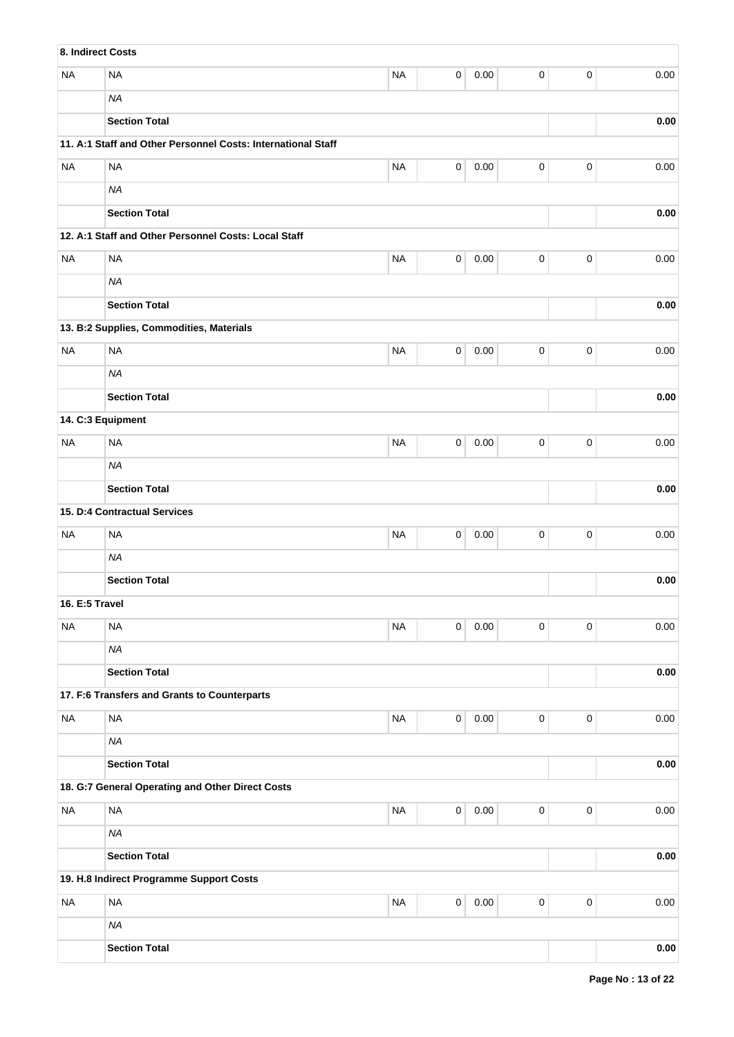| **8. Indirect Costs** | | | | | | | |
|---|---|---|---|---|---|---|---|
| NA | NA | NA | 0 | 0.00 | 0 | 0 | 0.00 |
| | *NA* | | | | | | |
| | **Section Total** | | | | | | **0.00** |
| **11. A:1 Staff and Other Personnel Costs: International Staff** | | | | | | | |
| NA | NA | NA | 0 | 0.00 | 0 | 0 | 0.00 |
| | *NA* | | | | | | |
| | **Section Total** | | | | | | **0.00** |
| **12. A:1 Staff and Other Personnel Costs: Local Staff** | | | | | | | |
| NA | NA | NA | 0 | 0.00 | 0 | 0 | 0.00 |
| | *NA* | | | | | | |
| | **Section Total** | | | | | | **0.00** |
| **13. B:2 Supplies, Commodities, Materials** | | | | | | | |
| NA | NA | NA | 0 | 0.00 | 0 | 0 | 0.00 |
| | *NA* | | | | | | |
| | **Section Total** | | | | | | **0.00** |
| **14. C:3 Equipment** | | | | | | | |
| NA | NA | NA | 0 | 0.00 | 0 | 0 | 0.00 |
| | *NA* | | | | | | |
| | **Section Total** | | | | | | **0.00** |
| **15. D:4 Contractual Services** | | | | | | | |
| NA | NA | NA | 0 | 0.00 | 0 | 0 | 0.00 |
| | *NA* | | | | | | |
| | **Section Total** | | | | | | **0.00** |
| **16. E:5 Travel** | | | | | | | |
| NA | NA | NA | 0 | 0.00 | 0 | 0 | 0.00 |
| | *NA* | | | | | | |
| | **Section Total** | | | | | | **0.00** |
| **17. F:6 Transfers and Grants to Counterparts** | | | | | | | |
| NA | NA | NA | 0 | 0.00 | 0 | 0 | 0.00 |
| | *NA* | | | | | | |
| | **Section Total** | | | | | | **0.00** |
| **18. G:7 General Operating and Other Direct Costs** | | | | | | | |
| NA | NA | NA | 0 | 0.00 | 0 | 0 | 0.00 |
| | *NA* | | | | | | |
| | **Section Total** | | | | | | **0.00** |
| **19. H.8 Indirect Programme Support Costs** | | | | | | | |
| NA | NA | NA | 0 | 0.00 | 0 | 0 | 0.00 |
| | *NA* | | | | | | |
| | **Section Total** | | | | | | **0.00** |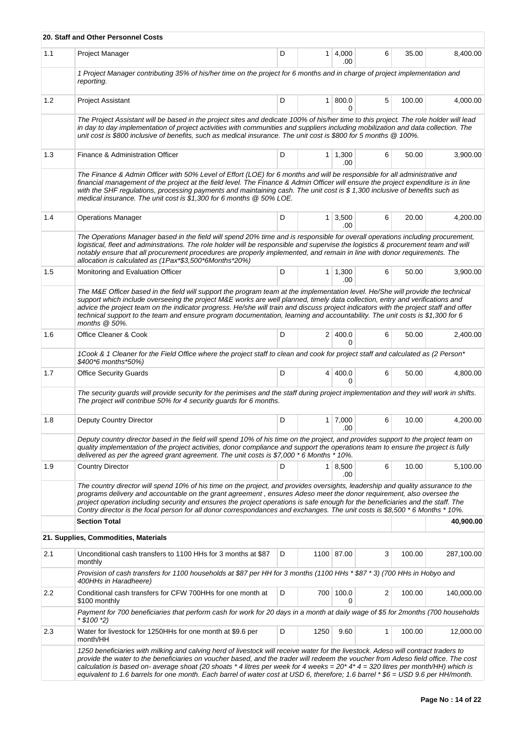| | 20. Staff and Other Personnel Costs | | | | | | |
|---|---|---|---|---|---|---|---|
| 1.1 | Project Manager | D | 1 | 4,000.00 | 6 | 35.00 | 8,400.00 |
| | *1 Project Manager contributing 35% of his/her time on the project for 6 months and in charge of project implementation and reporting.* | | | | | | |
| 1.2 | Project Assistant | D | 1 | 800.00 | 5 | 100.00 | 4,000.00 |
| | *The Project Assistant will be based in the project sites and dedicate 100% of his/her time to this project. The role holder will lead in day to day implementation of project activities with communities and suppliers including mobilization and data collection. The unit cost is $800 inclusive of benefits, such as medical insurance. The unit cost is $800 for 5 months @ 100%.* | | | | | | |
| 1.3 | Finance & Administration Officer | D | 1 | 1,300.00 | 6 | 50.00 | 3,900.00 |
| | *The Finance & Admin Officer with 50% Level of Effort (LOE) for 6 months and will be responsible for all administrative and financial management of the project at the field level. The Finance & Admin Officer will ensure the project expenditure is in line with the SHF regulations, processing payments and maintaining cash. The unit cost is $ 1,300 inclusive of benefits such as medical insurance. The unit cost is $1,300 for 6 months @ 50% LOE.* | | | | | | |
| 1.4 | Operations Manager | D | 1 | 3,500.00 | 6 | 20.00 | 4,200.00 |
| | *The Operations Manager based in the field will spend 20% time and is responsible for overall operations including procurement, logistical, fleet and adminstrations. The role holder will be responsible and supervise the logistics & procurement team and will notably ensure that all procurement procedures are properly implemented, and remain in line with donor requirements. The allocation is calculated as (1Pax*$3,500*6Months*20%)* | | | | | | |
| 1.5 | Monitoring and Evaluation Officer | D | 1 | 1,300.00 | 6 | 50.00 | 3,900.00 |
| | *The M&E Officer based in the field will support the program team at the implementation level. He/She will provide the technical support which include overseeing the project M&E works are well planned, timely data collection, entry and verifications and advice the project team on the indicator progress. He/she will train and discuss project indicators with the project staff and offer technical support to the team and ensure program documentation, learning and accountability. The unit costs is $1,300 for 6 months @ 50%.* | | | | | | |
| 1.6 | Office Cleaner & Cook | D | 2 | 400.00 | 6 | 50.00 | 2,400.00 |
| | *1Cook & 1 Cleaner for the Field Office where the project staff to clean and cook for project staff and calculated as (2 Person* $400*6 months*50%)* | | | | | | |
| 1.7 | Office Security Guards | D | 4 | 400.00 | 6 | 50.00 | 4,800.00 |
| | *The security guards will provide security for the perimises and the staff during project implementation and they will work in shifts. The project will contribue 50% for 4 security guards for 6 months.* | | | | | | |
| 1.8 | Deputy Country Director | D | 1 | 7,000.00 | 6 | 10.00 | 4,200.00 |
| | *Deputy country director based in the field will spend 10% of his time on the project, and provides support to the project team on quality implementation of the project activities, donor compliance and support the operations team to ensure the project is fully delivered as per the agreed grant agreement. The unit costs is $7,000 * 6 Months * 10%.* | | | | | | |
| 1.9 | Country Director | D | 1 | 8,500.00 | 6 | 10.00 | 5,100.00 |
| | *The country director will spend 10% of his time on the project, and provides oversights, leadership and quality assurance to the programs delivery and accountable on the grant agreement , ensures Adeso meet the donor requirement, also oversee the project operation including security and ensures the project operations is safe enough for the beneficiaries and the staff. The Contry director is the focal person for all donor correspondances and exchanges. The unit costs is $8,500 * 6 Months * 10%.* | | | | | | |
| | **Section Total** | | | | | | **40,900.00** |
| | **21. Supplies, Commodities, Materials** | | | | | | |
| 2.1 | Unconditional cash transfers to 1100 HHs for 3 months at $87 monthly | D | 1100 | 87.00 | 3 | 100.00 | 287,100.00 |
| | *Provision of cash transfers for 1100 households at $87 per HH for 3 months (1100 HHs * $87 * 3) (700 HHs in Hobyo and 400HHs in Haradheere)* | | | | | | |
| 2.2 | Conditional cash transfers for CFW 700HHs for one month at $100 monthly | D | 700 | 100.00 | 2 | 100.00 | 140,000.00 |
| | *Payment for 700 beneficiaries that perform cash for work for 20 days in a month at daily wage of $5 for 2months (700 households * $100 *2)* | | | | | | |
| 2.3 | Water for livestock for 1250HHs for one month at $9.6 per month/HH | D | 1250 | 9.60 | 1 | 100.00 | 12,000.00 |
| | *1250 beneficiaries with milking and calving herd of livestock will receive water for the livestock. Adeso will contract traders to provide the water to the beneficiaries on voucher based, and the trader will redeem the voucher from Adeso field office. The cost calculation is based on- average shoat (20 shoats * 4 litres per week for 4 weeks = 20* 4* 4 = 320 litres per month/HH) which is equivalent to 1.6 barrels for one month. Each barrel of water cost at USD 6, therefore; 1.6 barrel * $6 = USD 9.6 per HH/month.* | | | | | | |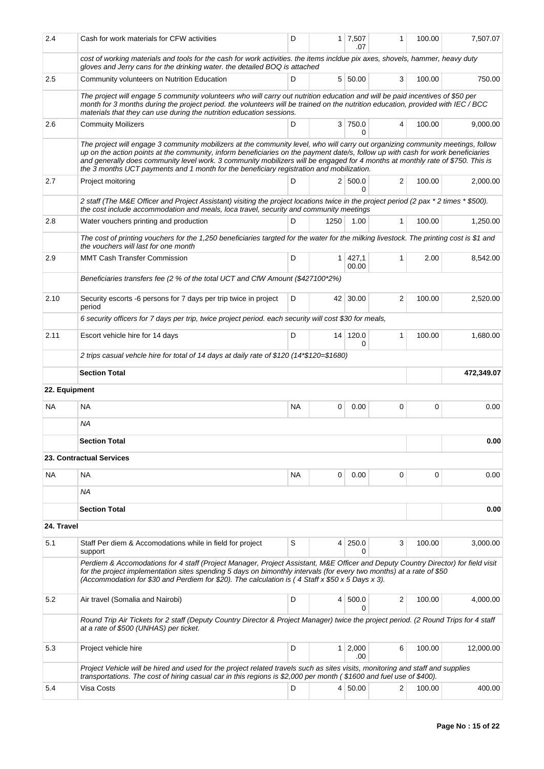| | | | | | | | |
|---|---|---|---|---|---|---|---|
| 2.4 | Cash for work materials for CFW activities | D | 1 | 7,507.07 | 1 | 100.00 | 7,507.07 |
| | *cost of working materials and tools for the cash for work activities. the items incldue pix axes, shovels, hammer, heavy duty gloves and Jerry cans for the drinking water. the detailed BOQ is attached* | | | | | | |
| 2.5 | Community volunteers on Nutrition Education | D | 5 | 50.00 | 3 | 100.00 | 750.00 |
| | *The project will engage 5 community volunteers who will carry out nutrition education and will be paid incentives of $50 per month for 3 months during the project period. the volunteers will be trained on the nutrition education, provided with IEC / BCC materials that they can use during the nutrition education sessions.* | | | | | | |
| 2.6 | Commuity Moilizers | D | 3 | 750.00 | 4 | 100.00 | 9,000.00 |
| | *The project will engage 3 community mobilizers at the community level, who will carry out organizing community meetings, follow up on the action points at the community, inform beneficiaries on the payment date/s, follow up with cash for work beneficiaries and generally does community level work. 3 community mobilizers will be engaged for 4 months at monthly rate of $750. This is the 3 months UCT payments and 1 month for the beneficiary registration and mobilization.* | | | | | | |
| 2.7 | Project moitoring | D | 2 | 500.00 | 2 | 100.00 | 2,000.00 |
| | *2 staff (The M&E Officer and Project Assistant) visiting the project locations twice in the project period (2 pax * 2 times * $500). the cost include accommodation and meals, loca travel, security and community meetings* | | | | | | |
| 2.8 | Water vouchers printing and production | D | 1250 | 1.00 | 1 | 100.00 | 1,250.00 |
| | *The cost of printing vouchers for the 1,250 beneficiaries targted for the water for the milking livestock. The printing cost is $1 and the vouchers will last for one month* | | | | | | |
| 2.9 | MMT Cash Transfer Commission | D | 1 | 427,100.00 | 1 | 2.00 | 8,542.00 |
| | *Beneficiaries transfers fee (2 % of the total UCT and CfW Amount ($427100*2%)* | | | | | | |
| 2.10 | Security escorts -6 persons for 7 days per trip twice in project period | D | 42 | 30.00 | 2 | 100.00 | 2,520.00 |
| | *6 security officers for 7 days per trip, twice project period. each security will cost $30 for meals,* | | | | | | |
| 2.11 | Escort vehicle hire for 14 days | D | 14 | 120.00 | 1 | 100.00 | 1,680.00 |
| | *2 trips casual vehcle hire for total of 14 days at daily rate of $120 (14*$120=$1680)* | | | | | | |
| | **Section Total** | | | | | | **472,349.07** |
| **22. Equipment** | | | | | | | |
| NA | NA | NA | 0 | 0.00 | 0 | 0 | 0.00 |
| | *NA* | | | | | | |
| | **Section Total** | | | | | | **0.00** |
| **23. Contractual Services** | | | | | | | |
| NA | NA | NA | 0 | 0.00 | 0 | 0 | 0.00 |
| | *NA* | | | | | | |
| | **Section Total** | | | | | | **0.00** |
| **24. Travel** | | | | | | | |
| 5.1 | Staff Per diem & Accomodations while in field for project support | S | 4 | 250.00 | 3 | 100.00 | 3,000.00 |
| | *Perdiem & Accomodations for 4 staff (Project Manager, Project Assistant, M&E Officer and Deputy Country Director) for field visit for the project implementation sites spending 5 days on bimonthly intervals (for every two months) at a rate of $50 (Accommodation for $30 and Perdiem for $20). The calculation is ( 4 Staff x $50 x 5 Days x 3).* | | | | | | |
| 5.2 | Air travel (Somalia and Nairobi) | D | 4 | 500.00 | 2 | 100.00 | 4,000.00 |
| | *Round Trip Air Tickets for 2 staff (Deputy Country Director & Project Manager) twice the project period. (2 Round Trips for 4 staff at a rate of $500 (UNHAS) per ticket.* | | | | | | |
| 5.3 | Project vehicle hire | D | 1 | 2,000.00 | 6 | 100.00 | 12,000.00 |
| | *Project Vehicle will be hired and used for the project related travels such as sites visits, monitoring and staff and supplies transportations. The cost of hiring casual car in this regions is $2,000 per month ( $1600 and fuel use of $400).* | | | | | | |
| 5.4 | Visa Costs | D | 4 | 50.00 | 2 | 100.00 | 400.00 |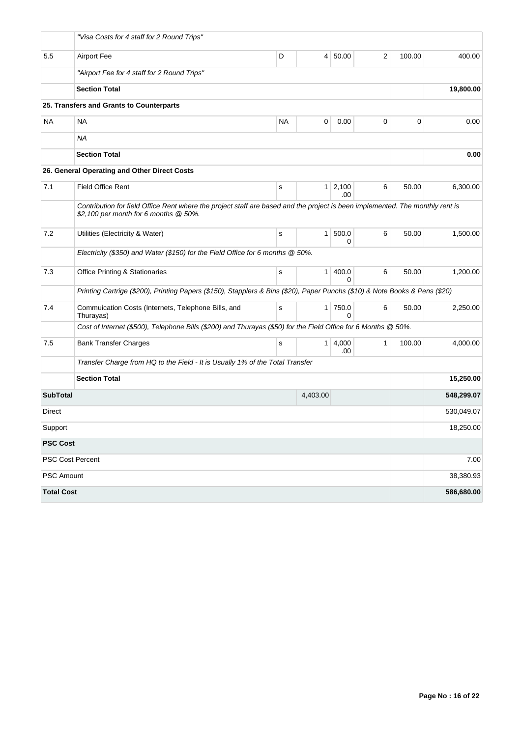| | | | | | | | |
|---|---|---|---|---|---|---|---|
| | *"Visa Costs for 4 staff for 2 Round Trips"* | | | | | | |
| 5.5 | Airport Fee | D | 4 | 50.00 | 2 | 100.00 | 400.00 |
| | *"Airport Fee for 4 staff for 2 Round Trips"* | | | | | | |
| | **Section Total** | | | | | | **19,800.00** |
| | **25. Transfers and Grants to Counterparts** | | | | | | |
| NA | NA | NA | 0 | 0.00 | 0 | 0 | 0.00 |
| | *NA* | | | | | | |
| | **Section Total** | | | | | | **0.00** |
| | **26. General Operating and Other Direct Costs** | | | | | | |
| 7.1 | Field Office Rent | s | 1 | 2,100.00 | 6 | 50.00 | 6,300.00 |
| | *Contribution for field Office Rent where the project staff are based and the project is been implemented. The monthly rent is $2,100 per month for 6 months @ 50%.* | | | | | | |
| 7.2 | Utilities (Electricity & Water) | s | 1 | 500.00 | 6 | 50.00 | 1,500.00 |
| | *Electricity ($350) and Water ($150) for the Field Office for 6 months @ 50%.* | | | | | | |
| 7.3 | Office Printing & Stationaries | s | 1 | 400.00 | 6 | 50.00 | 1,200.00 |
| | *Printing Cartrige ($200), Printing Papers ($150), Stapplers & Bins ($20), Paper Punchs ($10) & Note Books & Pens ($20)* | | | | | | |
| 7.4 | Commuication Costs (Internets, Telephone Bills, and Thurayas) | s | 1 | 750.00 | 6 | 50.00 | 2,250.00 |
| | *Cost of Internet ($500), Telephone Bills ($200) and Thurayas ($50) for the Field Office for 6 Months @ 50%.* | | | | | | |
| 7.5 | Bank Transfer Charges | s | 1 | 4,000.00 | 1 | 100.00 | 4,000.00 |
| | *Transfer Charge from HQ to the Field - It is Usually 1% of the Total Transfer* | | | | | | |
| | **Section Total** | | | | | | **15,250.00** |
| **SubTotal** | | | 4,403.00 | | | | **548,299.07** |
| Direct | | | | | | | 530,049.07 |
| Support | | | | | | | 18,250.00 |
| **PSC Cost** | | | | | | | |
| PSC Cost Percent | | | | | | | 7.00 |
| PSC Amount | | | | | | | 38,380.93 |
| **Total Cost** | | | | | | | **586,680.00** |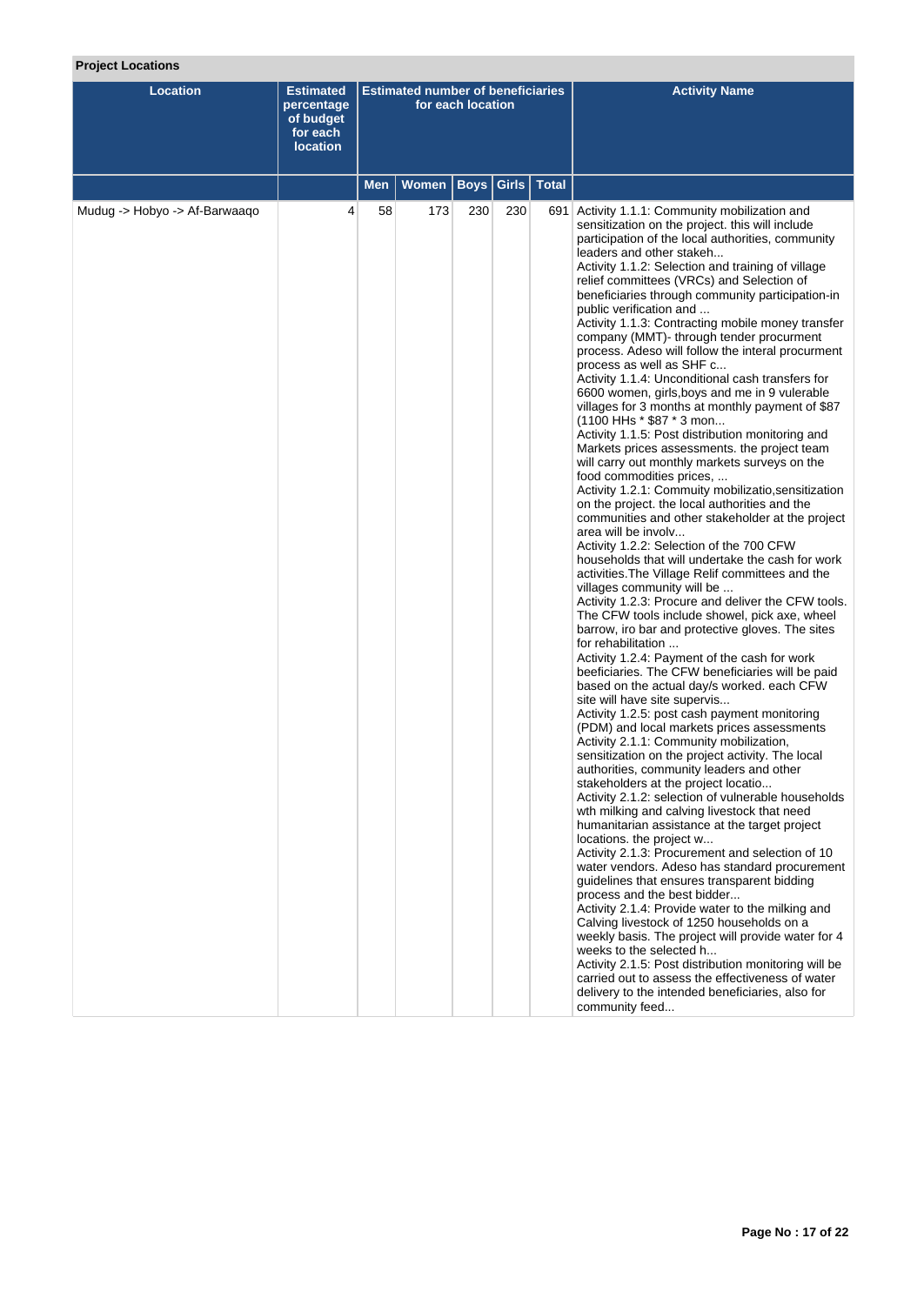**Project Locations**

| Location | Estimated percentage of budget for each location | Estimated number of beneficiaries for each location | | | | | Activity Name |
|---|---|---|---|---|---|---|---|
| | | Men | Women | Boys | Girls | Total | |
| Mudug -> Hobyo -> Af-Barwaaqo | 4 | 58 | 173 | 230 | 230 | 691 | Activity 1.1.1: Community mobilization and sensitization on the project. this will include participation of the local authorities, community leaders and other stakeh...<br>Activity 1.1.2: Selection and training of village relief committees (VRCs) and Selection of beneficiaries through community participation-in public verification and ...<br>Activity 1.1.3: Contracting mobile money transfer company (MMT)- through tender procurment process. Adeso will follow the interal procurment process as well as SHF c...<br>Activity 1.1.4: Unconditional cash transfers for 6600 women, girls,boys and me in 9 vulerable villages for 3 months at monthly payment of $87 (1100 HHs * $87 * 3 mon...<br>Activity 1.1.5: Post distribution monitoring and Markets prices assessments. the project team will carry out monthly markets surveys on the food commodities prices, ...<br>Activity 1.2.1: Commuity mobilizatio,sensitization on the project. the local authorities and the communities and other stakeholder at the project area will be involv...<br>Activity 1.2.2: Selection of the 700 CFW households that will undertake the cash for work activities.The Village Relif committees and the villages community will be ...<br>Activity 1.2.3: Procure and deliver the CFW tools. The CFW tools include showel, pick axe, wheel barrow, iro bar and protective gloves. The sites for rehabilitation ...<br>Activity 1.2.4: Payment of the cash for work beeficiaries. The CFW beneficiaries will be paid based on the actual day/s worked. each CFW site will have site supervis...<br>Activity 1.2.5: post cash payment monitoring (PDM) and local markets prices assessments<br>Activity 2.1.1: Community mobilization, sensitization on the project activity. The local authorities, community leaders and other stakeholders at the project locatio...<br>Activity 2.1.2: selection of vulnerable households wth milking and calving livestock that need humanitarian assistance at the target project locations. the project w...<br>Activity 2.1.3: Procurement and selection of 10 water vendors. Adeso has standard procurement guidelines that ensures transparent bidding process and the best bidder...<br>Activity 2.1.4: Provide water to the milking and Calving livestock of 1250 households on a weekly basis. The project will provide water for 4 weeks to the selected h...<br>Activity 2.1.5: Post distribution monitoring will be carried out to assess the effectiveness of water delivery to the intended beneficiaries, also for community feed... |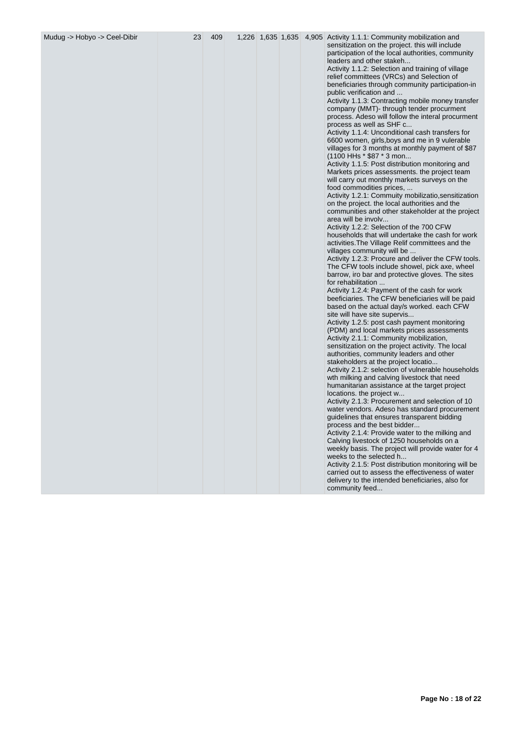| | | | | | | | | |
|---|---|---|---|---|---|---|---|---|
| Mudug -> Hobyo -> Ceel-Dibir | 23 | 409 | | 1,226 | 1,635 | 1,635 | 4,905 | Activity 1.1.1: Community mobilization and sensitization on the project. this will include participation of the local authorities, community leaders and other stakeh...<br>Activity 1.1.2: Selection and training of village relief committees (VRCs) and Selection of beneficiaries through community participation-in public verification and ...<br>Activity 1.1.3: Contracting mobile money transfer company (MMT)- through tender procurment process. Adeso will follow the interal procurment process as well as SHF c...<br>Activity 1.1.4: Unconditional cash transfers for 6600 women, girls,boys and me in 9 vulerable villages for 3 months at monthly payment of $87 (1100 HHs * $87 * 3 mon...<br>Activity 1.1.5: Post distribution monitoring and Markets prices assessments. the project team will carry out monthly markets surveys on the food commodities prices, ...<br>Activity 1.2.1: Commuity mobilizatio,sensitization on the project. the local authorities and the communities and other stakeholder at the project area will be involv...<br>Activity 1.2.2: Selection of the 700 CFW households that will undertake the cash for work activities.The Village Relif committees and the villages community will be ...<br>Activity 1.2.3: Procure and deliver the CFW tools. The CFW tools include showel, pick axe, wheel barrow, iro bar and protective gloves. The sites for rehabilitation ...<br>Activity 1.2.4: Payment of the cash for work beeficiaries. The CFW beneficiaries will be paid based on the actual day/s worked. each CFW site will have site supervis...<br>Activity 1.2.5: post cash payment monitoring (PDM) and local markets prices assessments<br>Activity 2.1.1: Community mobilization, sensitization on the project activity. The local authorities, community leaders and other stakeholders at the project locatio...<br>Activity 2.1.2: selection of vulnerable households wth milking and calving livestock that need humanitarian assistance at the target project locations. the project w...<br>Activity 2.1.3: Procurement and selection of 10 water vendors. Adeso has standard procurement guidelines that ensures transparent bidding process and the best bidder...<br>Activity 2.1.4: Provide water to the milking and Calving livestock of 1250 households on a weekly basis. The project will provide water for 4 weeks to the selected h...<br>Activity 2.1.5: Post distribution monitoring will be carried out to assess the effectiveness of water delivery to the intended beneficiaries, also for community feed... |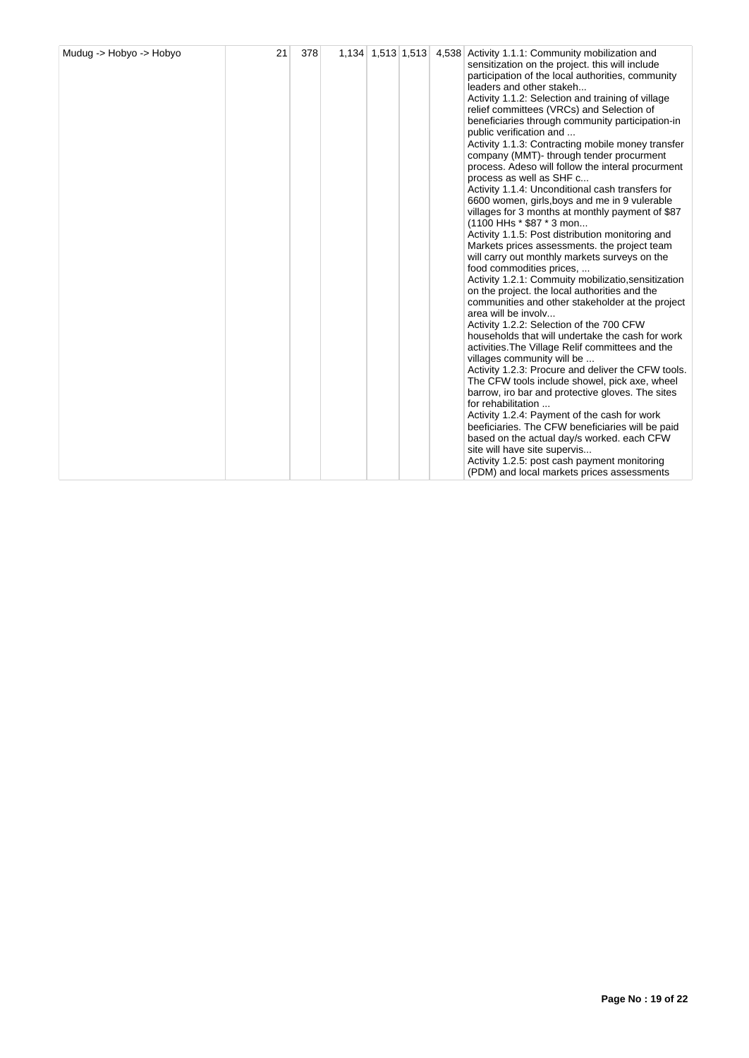| Mudug -> Hobyo -> Hobyo | 21 | 378 | 1,134 | 1,513 | 1,513 | 4,538 | Activity 1.1.1: Community mobilization and sensitization on the project. this will include participation of the local authorities, community leaders and other stakeh...<br>Activity 1.1.2: Selection and training of village relief committees (VRCs) and Selection of beneficiaries through community participation-in public verification and ...<br>Activity 1.1.3: Contracting mobile money transfer company (MMT)- through tender procurment process. Adeso will follow the interal procurment process as well as SHF c...<br>Activity 1.1.4: Unconditional cash transfers for 6600 women, girls,boys and me in 9 vulerable villages for 3 months at monthly payment of $87 (1100 HHs * $87 * 3 mon...<br>Activity 1.1.5: Post distribution monitoring and Markets prices assessments. the project team will carry out monthly markets surveys on the food commodities prices, ...<br>Activity 1.2.1: Commuity mobilizatio,sensitization on the project. the local authorities and the communities and other stakeholder at the project area will be involv...<br>Activity 1.2.2: Selection of the 700 CFW households that will undertake the cash for work activities.The Village Relif committees and the villages community will be ...<br>Activity 1.2.3: Procure and deliver the CFW tools. The CFW tools include showel, pick axe, wheel barrow, iro bar and protective gloves. The sites for rehabilitation ...<br>Activity 1.2.4: Payment of the cash for work beeficiaries. The CFW beneficiaries will be paid based on the actual day/s worked. each CFW site will have site supervis...<br>Activity 1.2.5: post cash payment monitoring (PDM) and local markets prices assessments |
|---|---|---|---|---|---|---|---|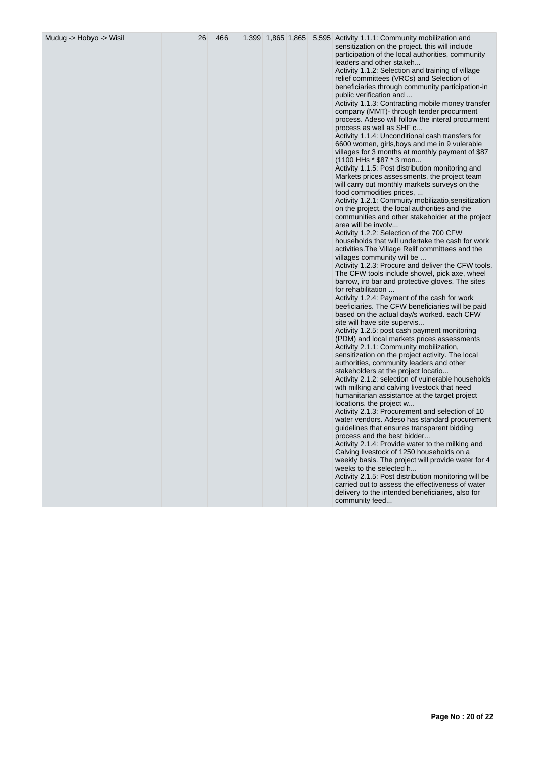| | | | | | | | |
|---|---|---|---|---|---|---|---|
| Mudug -> Hobyo -> Wisil | 26 | 466 | 1,399 | 1,865 | 1,865 | 5,595 | Activity 1.1.1: Community mobilization and sensitization on the project. this will include participation of the local authorities, community leaders and other stakeh...<br>Activity 1.1.2: Selection and training of village relief committees (VRCs) and Selection of beneficiaries through community participation-in public verification and ...<br>Activity 1.1.3: Contracting mobile money transfer company (MMT)- through tender procurment process. Adeso will follow the interal procurment process as well as SHF c...<br>Activity 1.1.4: Unconditional cash transfers for 6600 women, girls,boys and me in 9 vulerable villages for 3 months at monthly payment of $87 (1100 HHs * $87 * 3 mon...<br>Activity 1.1.5: Post distribution monitoring and Markets prices assessments. the project team will carry out monthly markets surveys on the food commodities prices, ...<br>Activity 1.2.1: Commuity mobilizatio,sensitization on the project. the local authorities and the communities and other stakeholder at the project area will be involv...<br>Activity 1.2.2: Selection of the 700 CFW households that will undertake the cash for work activities.The Village Relif committees and the villages community will be ...<br>Activity 1.2.3: Procure and deliver the CFW tools. The CFW tools include showel, pick axe, wheel barrow, iro bar and protective gloves. The sites for rehabilitation ...<br>Activity 1.2.4: Payment of the cash for work beeficiaries. The CFW beneficiaries will be paid based on the actual day/s worked. each CFW site will have site supervis...<br>Activity 1.2.5: post cash payment monitoring (PDM) and local markets prices assessments<br>Activity 2.1.1: Community mobilization, sensitization on the project activity. The local authorities, community leaders and other stakeholders at the project locatio...<br>Activity 2.1.2: selection of vulnerable households wth milking and calving livestock that need humanitarian assistance at the target project locations. the project w...<br>Activity 2.1.3: Procurement and selection of 10 water vendors. Adeso has standard procurement guidelines that ensures transparent bidding process and the best bidder...<br>Activity 2.1.4: Provide water to the milking and Calving livestock of 1250 households on a weekly basis. The project will provide water for 4 weeks to the selected h...<br>Activity 2.1.5: Post distribution monitoring will be carried out to assess the effectiveness of water delivery to the intended beneficiaries, also for community feed... |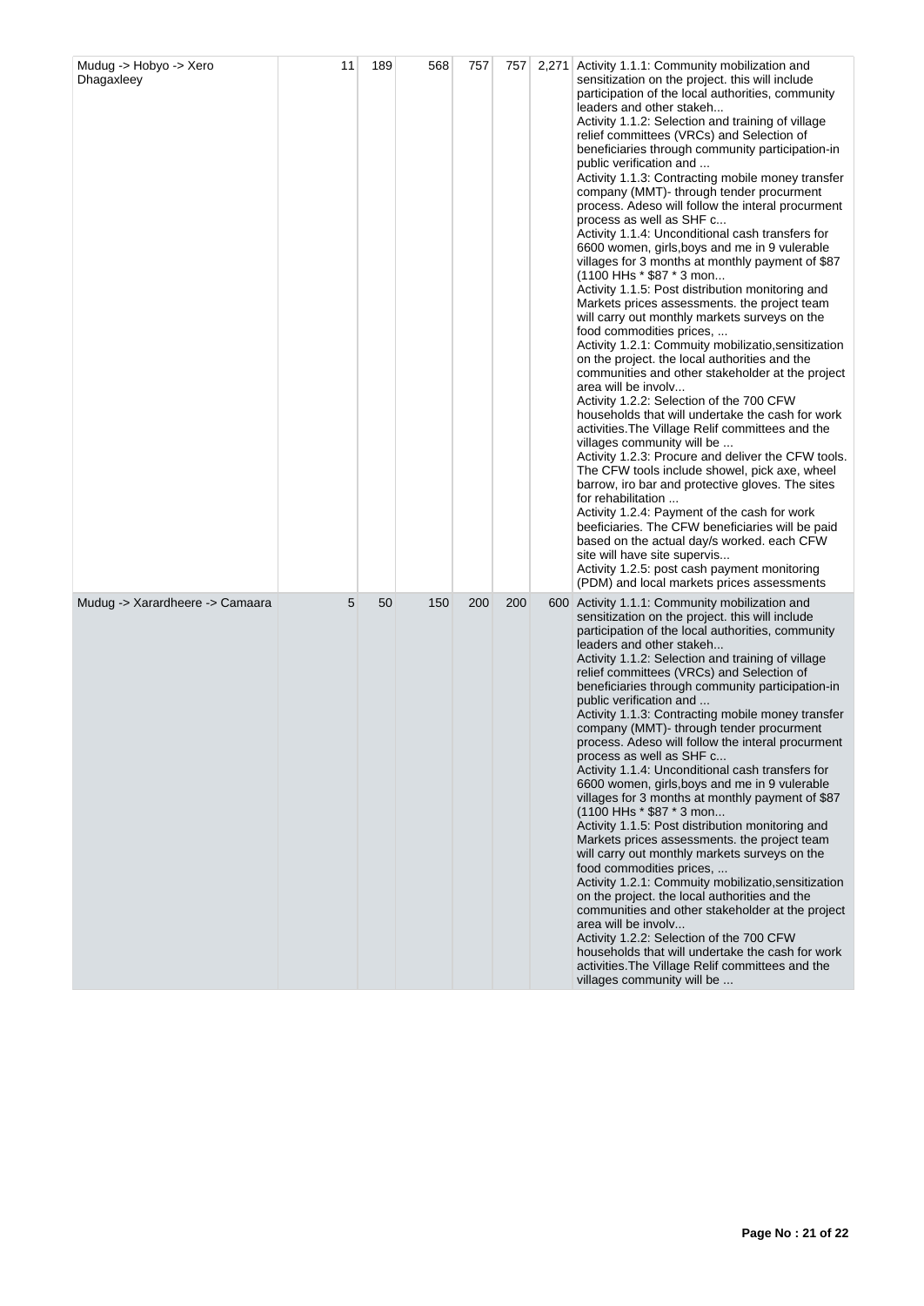| | | | | | | | |
|---|---|---|---|---|---|---|---|
| Mudug -> Hobyo -> Xero Dhagaxleey | 11 | 189 | 568 | 757 | 757 | 2,271 | Activity 1.1.1: Community mobilization and sensitization on the project. this will include participation of the local authorities, community leaders and other stakeh...<br>Activity 1.1.2: Selection and training of village relief committees (VRCs) and Selection of beneficiaries through community participation-in public verification and ...<br>Activity 1.1.3: Contracting mobile money transfer company (MMT)- through tender procurment process. Adeso will follow the interal procurment process as well as SHF c...<br>Activity 1.1.4: Unconditional cash transfers for 6600 women, girls,boys and me in 9 vulerable villages for 3 months at monthly payment of $87 (1100 HHs * $87 * 3 mon...<br>Activity 1.1.5: Post distribution monitoring and Markets prices assessments. the project team will carry out monthly markets surveys on the food commodities prices, ...<br>Activity 1.2.1: Commuity mobilizatio,sensitization on the project. the local authorities and the communities and other stakeholder at the project area will be involv...<br>Activity 1.2.2: Selection of the 700 CFW households that will undertake the cash for work activities.The Village Relif committees and the villages community will be ...<br>Activity 1.2.3: Procure and deliver the CFW tools. The CFW tools include showel, pick axe, wheel barrow, iro bar and protective gloves. The sites for rehabilitation ...<br>Activity 1.2.4: Payment of the cash for work beeficiaries. The CFW beneficiaries will be paid based on the actual day/s worked. each CFW site will have site supervis...<br>Activity 1.2.5: post cash payment monitoring (PDM) and local markets prices assessments |
| Mudug -> Xarardheere -> Camaara | 5 | 50 | 150 | 200 | 200 | 600 | Activity 1.1.1: Community mobilization and sensitization on the project. this will include participation of the local authorities, community leaders and other stakeh...<br>Activity 1.1.2: Selection and training of village relief committees (VRCs) and Selection of beneficiaries through community participation-in public verification and ...<br>Activity 1.1.3: Contracting mobile money transfer company (MMT)- through tender procurment process. Adeso will follow the interal procurment process as well as SHF c...<br>Activity 1.1.4: Unconditional cash transfers for 6600 women, girls,boys and me in 9 vulerable villages for 3 months at monthly payment of $87 (1100 HHs * $87 * 3 mon...<br>Activity 1.1.5: Post distribution monitoring and Markets prices assessments. the project team will carry out monthly markets surveys on the food commodities prices, ...<br>Activity 1.2.1: Commuity mobilizatio,sensitization on the project. the local authorities and the communities and other stakeholder at the project area will be involv...<br>Activity 1.2.2: Selection of the 700 CFW households that will undertake the cash for work activities.The Village Relif committees and the villages community will be ... |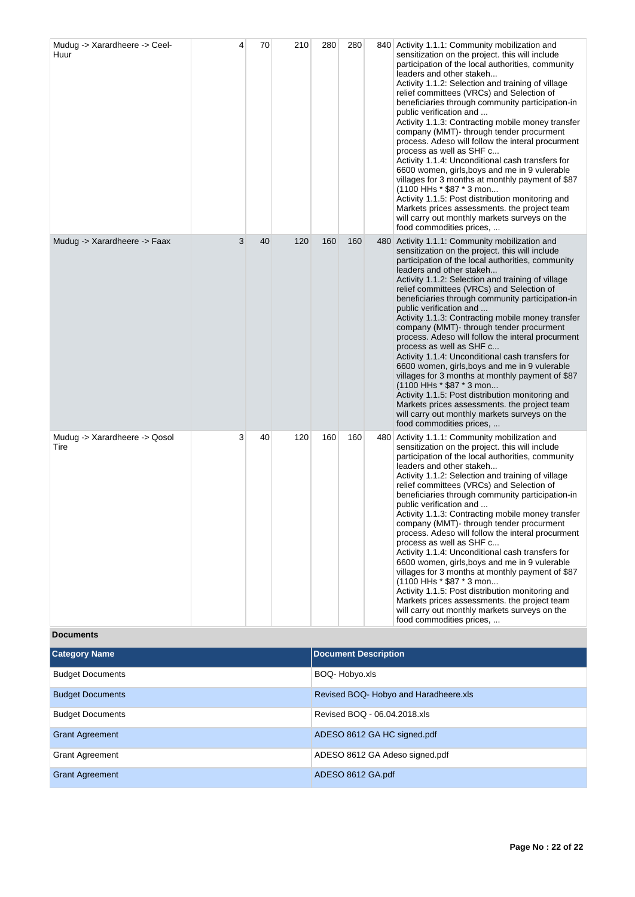| | | | | | | | |
|---|---|---|---|---|---|---|---|
| Mudug -> Xarardheere -> Ceel-Huur | 4 | 70 | 210 | 280 | 280 | 840 | Activity 1.1.1: Community mobilization and sensitization on the project. this will include participation of the local authorities, community leaders and other stakeh...<br>Activity 1.1.2: Selection and training of village relief committees (VRCs) and Selection of beneficiaries through community participation-in public verification and ...<br>Activity 1.1.3: Contracting mobile money transfer company (MMT)- through tender procurment process. Adeso will follow the interal procurment process as well as SHF c...<br>Activity 1.1.4: Unconditional cash transfers for 6600 women, girls,boys and me in 9 vulerable villages for 3 months at monthly payment of $87 (1100 HHs * $87 * 3 mon...<br>Activity 1.1.5: Post distribution monitoring and Markets prices assessments. the project team will carry out monthly markets surveys on the food commodities prices, ... |
| Mudug -> Xarardheere -> Faax | 3 | 40 | 120 | 160 | 160 | 480 | Activity 1.1.1: Community mobilization and sensitization on the project. this will include participation of the local authorities, community leaders and other stakeh...<br>Activity 1.1.2: Selection and training of village relief committees (VRCs) and Selection of beneficiaries through community participation-in public verification and ...<br>Activity 1.1.3: Contracting mobile money transfer company (MMT)- through tender procurment process. Adeso will follow the interal procurment process as well as SHF c...<br>Activity 1.1.4: Unconditional cash transfers for 6600 women, girls,boys and me in 9 vulerable villages for 3 months at monthly payment of $87 (1100 HHs * $87 * 3 mon...<br>Activity 1.1.5: Post distribution monitoring and Markets prices assessments. the project team will carry out monthly markets surveys on the food commodities prices, ... |
| Mudug -> Xarardheere -> Qosol Tire | 3 | 40 | 120 | 160 | 160 | 480 | Activity 1.1.1: Community mobilization and sensitization on the project. this will include participation of the local authorities, community leaders and other stakeh...<br>Activity 1.1.2: Selection and training of village relief committees (VRCs) and Selection of beneficiaries through community participation-in public verification and ...<br>Activity 1.1.3: Contracting mobile money transfer company (MMT)- through tender procurment process. Adeso will follow the interal procurment process as well as SHF c...<br>Activity 1.1.4: Unconditional cash transfers for 6600 women, girls,boys and me in 9 vulerable villages for 3 months at monthly payment of $87 (1100 HHs * $87 * 3 mon...<br>Activity 1.1.5: Post distribution monitoring and Markets prices assessments. the project team will carry out monthly markets surveys on the food commodities prices, ... |

**Documents**

| Category Name | Document Description |
|---|---|
| Budget Documents | BOQ- Hobyo.xls |
| Budget Documents | Revised BOQ- Hobyo and Haradheere.xls |
| Budget Documents | Revised BOQ - 06.04.2018.xls |
| Grant Agreement | ADESO 8612 GA HC signed.pdf |
| Grant Agreement | ADESO 8612 GA Adeso signed.pdf |
| Grant Agreement | ADESO 8612 GA.pdf |